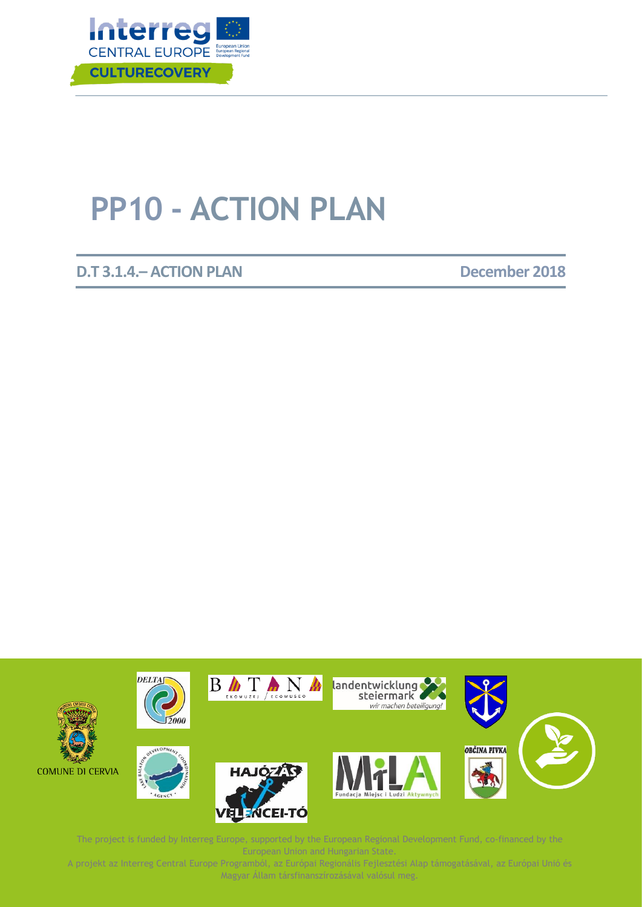# PP10 - ACTION PLAN

**D.T 3.1.4.– ACTION PLAN** **December 2018**

COMUNE DI CERVIA

The project is funded by Interreg Europe, supported by the European Regional Development Fund, co-financed by the European Union and Hungarian State.

A projekt az Interreg Central Europe Programból, az Európai Regionális Fejlesztési Alap támogatásával, az Európai Unió és Magyar Állam társfinanszírozásával valósul meg.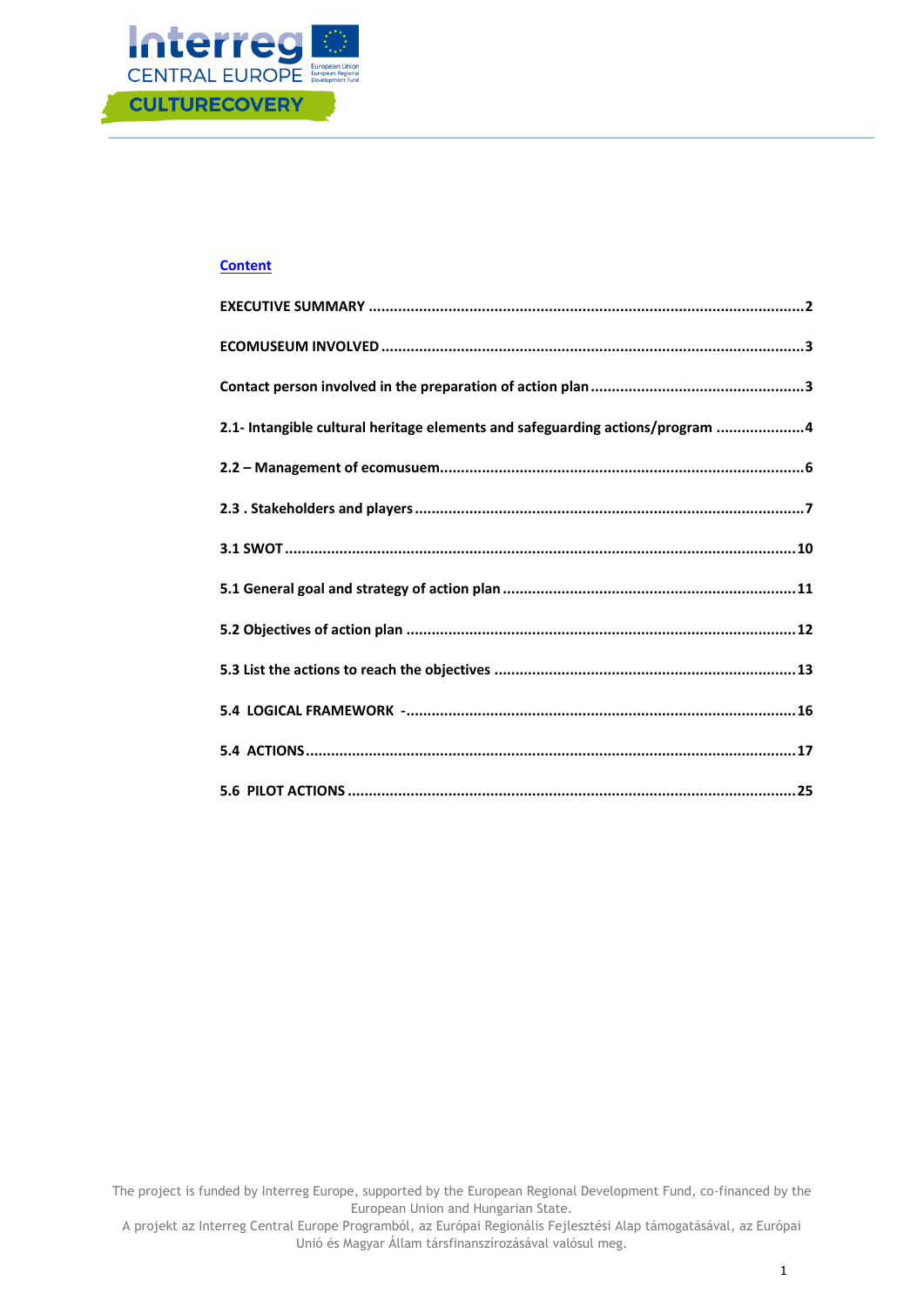**Content**

**EXECUTIVE SUMMARY** ..................................................................................................2

**ECOMUSEUM INVOLVED** ..............................................................................................3

**Contact person involved in the preparation of action plan** ..............................................3

**2.1- Intangible cultural heritage elements and safeguarding actions/program** ....................4

**2.2 – Management of ecomusuem**.......................................................................................6

**2.3 . Stakeholders and players** ............................................................................................7

**3.1 SWOT** .........................................................................................................................10

**5.1 General goal and strategy of action plan** .....................................................................11

**5.2 Objectives of action plan** ..............................................................................................12

**5.3 List the actions to reach the objectives** .........................................................................13

**5.4 LOGICAL FRAMEWORK -**............................................................................................16

**5.4 ACTIONS**.....................................................................................................................17

**5.6 PILOT ACTIONS** ..........................................................................................................25

The project is funded by Interreg Europe, supported by the European Regional Development Fund, co-financed by the European Union and Hungarian State.
A projekt az Interreg Central Europe Programból, az Európai Regionális Fejlesztési Alap támogatásával, az Európai Unió és Magyar Állam társfinanszírozásával valósul meg.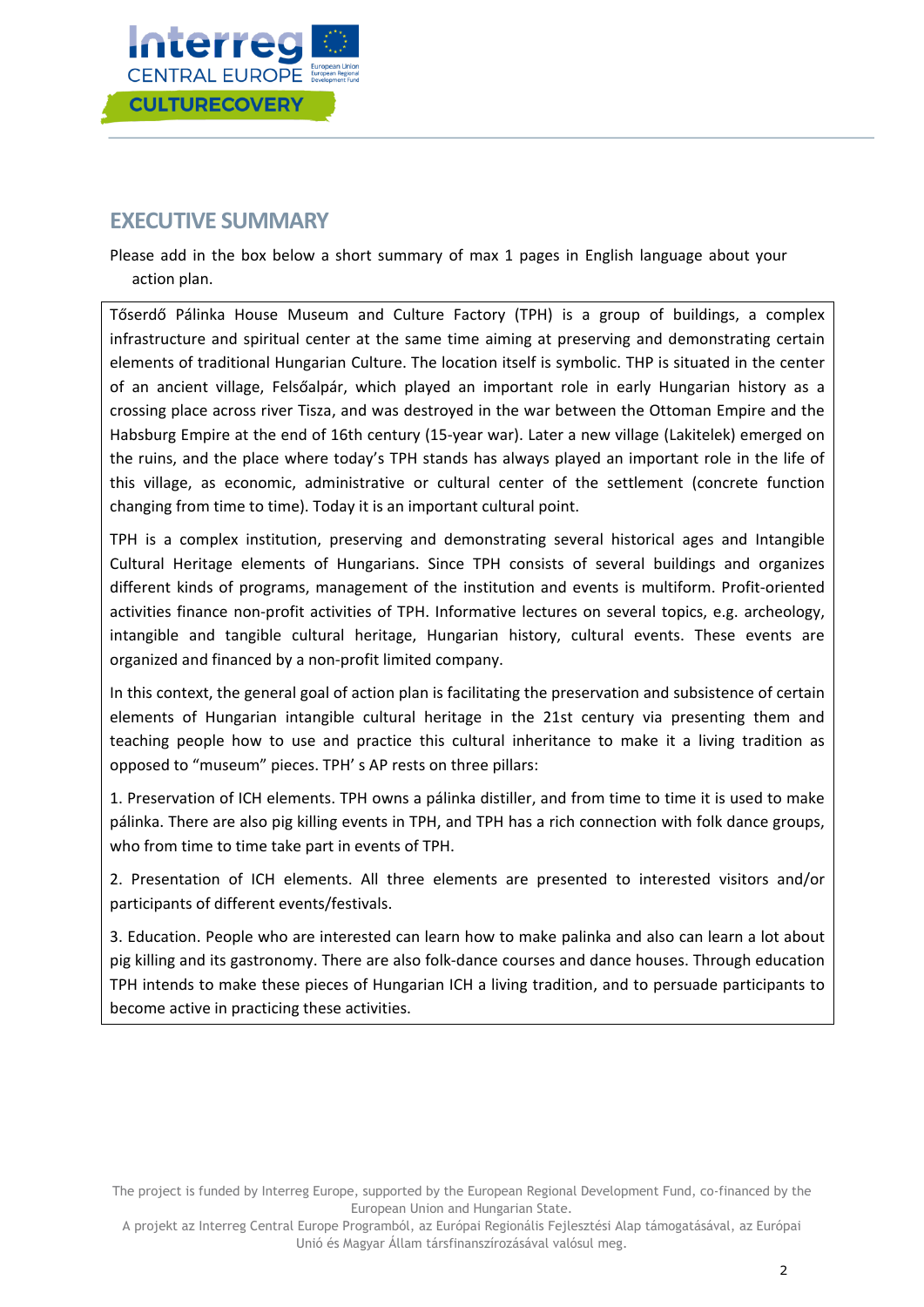## EXECUTIVE SUMMARY

Please add in the box below a short summary of max 1 pages in English language about your action plan.

Tőserdő Pálinka House Museum and Culture Factory (TPH) is a group of buildings, a complex infrastructure and spiritual center at the same time aiming at preserving and demonstrating certain elements of traditional Hungarian Culture. The location itself is symbolic. THP is situated in the center of an ancient village, Felsőalpár, which played an important role in early Hungarian history as a crossing place across river Tisza, and was destroyed in the war between the Ottoman Empire and the Habsburg Empire at the end of 16th century (15-year war). Later a new village (Lakitelek) emerged on the ruins, and the place where today's TPH stands has always played an important role in the life of this village, as economic, administrative or cultural center of the settlement (concrete function changing from time to time). Today it is an important cultural point.

TPH is a complex institution, preserving and demonstrating several historical ages and Intangible Cultural Heritage elements of Hungarians. Since TPH consists of several buildings and organizes different kinds of programs, management of the institution and events is multiform. Profit-oriented activities finance non-profit activities of TPH. Informative lectures on several topics, e.g. archeology, intangible and tangible cultural heritage, Hungarian history, cultural events. These events are organized and financed by a non-profit limited company.

In this context, the general goal of action plan is facilitating the preservation and subsistence of certain elements of Hungarian intangible cultural heritage in the 21st century via presenting them and teaching people how to use and practice this cultural inheritance to make it a living tradition as opposed to "museum" pieces. TPH' s AP rests on three pillars:

1. Preservation of ICH elements. TPH owns a pálinka distiller, and from time to time it is used to make pálinka. There are also pig killing events in TPH, and TPH has a rich connection with folk dance groups, who from time to time take part in events of TPH.

2. Presentation of ICH elements. All three elements are presented to interested visitors and/or participants of different events/festivals.

3. Education. People who are interested can learn how to make palinka and also can learn a lot about pig killing and its gastronomy. There are also folk-dance courses and dance houses. Through education TPH intends to make these pieces of Hungarian ICH a living tradition, and to persuade participants to become active in practicing these activities.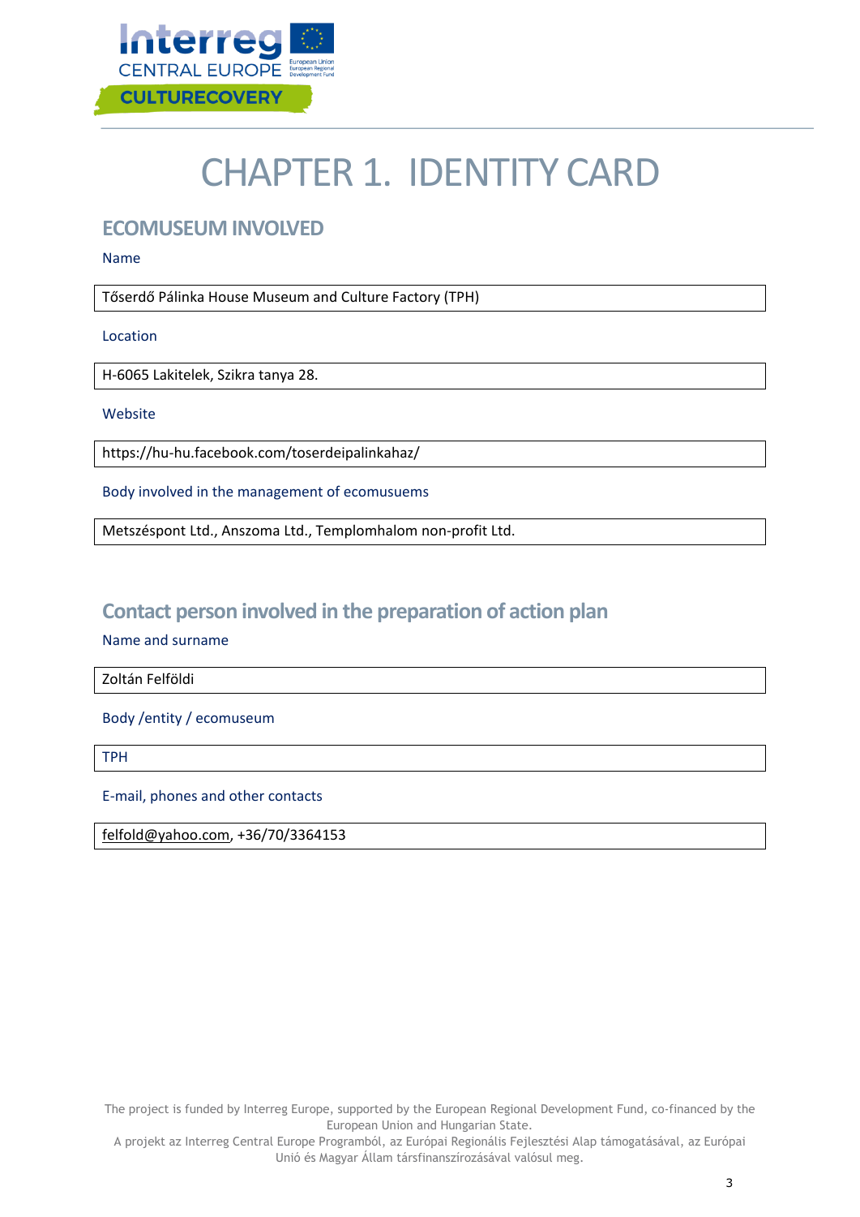# CHAPTER 1. IDENTITY CARD

## ECOMUSEUM INVOLVED

Name

Tőserdő Pálinka House Museum and Culture Factory (TPH)

Location

H-6065 Lakitelek, Szikra tanya 28.

Website

https://hu-hu.facebook.com/toserdeipalinkahaz/

Body involved in the management of ecomusuems

Metszéspont Ltd., Anszoma Ltd., Templomhalom non-profit Ltd.

## Contact person involved in the preparation of action plan

Name and surname

Zoltán Felföldi

Body /entity / ecomuseum

TPH

E-mail, phones and other contacts

felfold@yahoo.com, +36/70/3364153

The project is funded by Interreg Europe, supported by the European Regional Development Fund, co-financed by the European Union and Hungarian State.
A projekt az Interreg Central Europe Programból, az Európai Regionális Fejlesztési Alap támogatásával, az Európai Unió és Magyar Állam társfinanszírozásával valósul meg.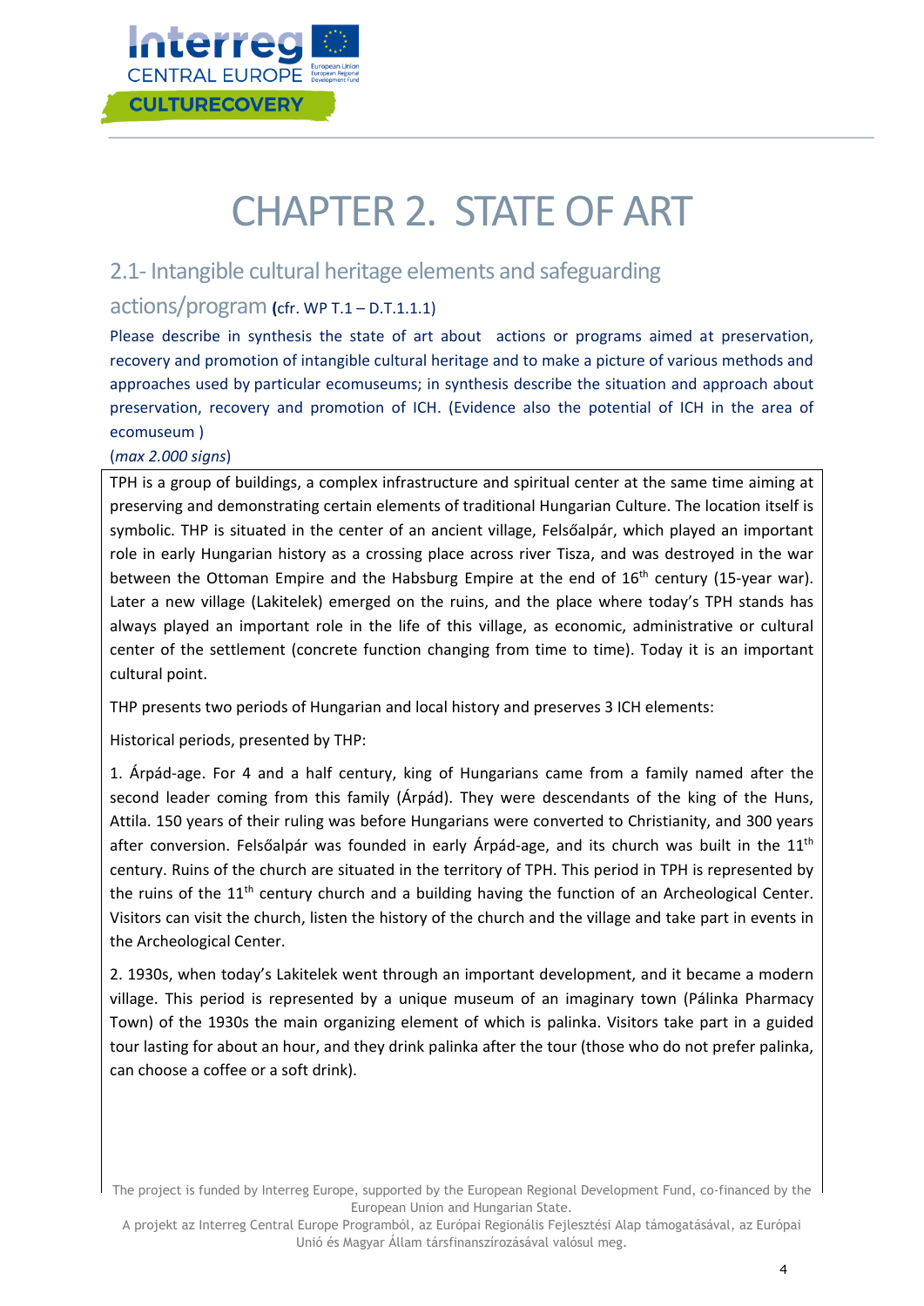# CHAPTER 2. STATE OF ART

## 2.1- Intangible cultural heritage elements and safeguarding actions/program (cfr. WP T.1 – D.T.1.1.1)

Please describe in synthesis the state of art about actions or programs aimed at preservation, recovery and promotion of intangible cultural heritage and to make a picture of various methods and approaches used by particular ecomuseums; in synthesis describe the situation and approach about preservation, recovery and promotion of ICH. (Evidence also the potential of ICH in the area of ecomuseum )

(*max 2.000 signs*)

TPH is a group of buildings, a complex infrastructure and spiritual center at the same time aiming at preserving and demonstrating certain elements of traditional Hungarian Culture. The location itself is symbolic. THP is situated in the center of an ancient village, Felsőalpár, which played an important role in early Hungarian history as a crossing place across river Tisza, and was destroyed in the war between the Ottoman Empire and the Habsburg Empire at the end of 16th century (15-year war). Later a new village (Lakitelek) emerged on the ruins, and the place where today's TPH stands has always played an important role in the life of this village, as economic, administrative or cultural center of the settlement (concrete function changing from time to time). Today it is an important cultural point.

THP presents two periods of Hungarian and local history and preserves 3 ICH elements:

Historical periods, presented by THP:

1. Árpád-age. For 4 and a half century, king of Hungarians came from a family named after the second leader coming from this family (Árpád). They were descendants of the king of the Huns, Attila. 150 years of their ruling was before Hungarians were converted to Christianity, and 300 years after conversion. Felsőalpár was founded in early Árpád-age, and its church was built in the 11th century. Ruins of the church are situated in the territory of TPH. This period in TPH is represented by the ruins of the 11th century church and a building having the function of an Archeological Center. Visitors can visit the church, listen the history of the church and the village and take part in events in the Archeological Center.

2. 1930s, when today's Lakitelek went through an important development, and it became a modern village. This period is represented by a unique museum of an imaginary town (Pálinka Pharmacy Town) of the 1930s the main organizing element of which is palinka. Visitors take part in a guided tour lasting for about an hour, and they drink palinka after the tour (those who do not prefer palinka, can choose a coffee or a soft drink).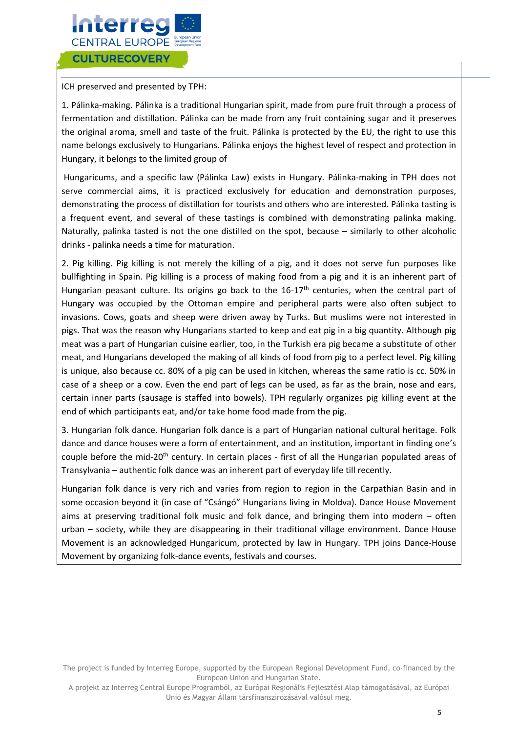ICH preserved and presented by TPH:

1. Pálinka-making. Pálinka is a traditional Hungarian spirit, made from pure fruit through a process of fermentation and distillation. Pálinka can be made from any fruit containing sugar and it preserves the original aroma, smell and taste of the fruit. Pálinka is protected by the EU, the right to use this name belongs exclusively to Hungarians. Pálinka enjoys the highest level of respect and protection in Hungary, it belongs to the limited group of

Hungaricums, and a specific law (Pálinka Law) exists in Hungary. Pálinka-making in TPH does not serve commercial aims, it is practiced exclusively for education and demonstration purposes, demonstrating the process of distillation for tourists and others who are interested. Pálinka tasting is a frequent event, and several of these tastings is combined with demonstrating palinka making. Naturally, palinka tasted is not the one distilled on the spot, because – similarly to other alcoholic drinks - palinka needs a time for maturation.

2. Pig killing. Pig killing is not merely the killing of a pig, and it does not serve fun purposes like bullfighting in Spain. Pig killing is a process of making food from a pig and it is an inherent part of Hungarian peasant culture. Its origins go back to the 16-17th centuries, when the central part of Hungary was occupied by the Ottoman empire and peripheral parts were also often subject to invasions. Cows, goats and sheep were driven away by Turks. But muslims were not interested in pigs. That was the reason why Hungarians started to keep and eat pig in a big quantity. Although pig meat was a part of Hungarian cuisine earlier, too, in the Turkish era pig became a substitute of other meat, and Hungarians developed the making of all kinds of food from pig to a perfect level. Pig killing is unique, also because cc. 80% of a pig can be used in kitchen, whereas the same ratio is cc. 50% in case of a sheep or a cow. Even the end part of legs can be used, as far as the brain, nose and ears, certain inner parts (sausage is staffed into bowels). TPH regularly organizes pig killing event at the end of which participants eat, and/or take home food made from the pig.

3. Hungarian folk dance. Hungarian folk dance is a part of Hungarian national cultural heritage. Folk dance and dance houses were a form of entertainment, and an institution, important in finding one's couple before the mid-20th century. In certain places - first of all the Hungarian populated areas of Transylvania – authentic folk dance was an inherent part of everyday life till recently.

Hungarian folk dance is very rich and varies from region to region in the Carpathian Basin and in some occasion beyond it (in case of "Csángó" Hungarians living in Moldva). Dance House Movement aims at preserving traditional folk music and folk dance, and bringing them into modern – often urban – society, while they are disappearing in their traditional village environment. Dance House Movement is an acknowledged Hungaricum, protected by law in Hungary. TPH joins Dance-House Movement by organizing folk-dance events, festivals and courses.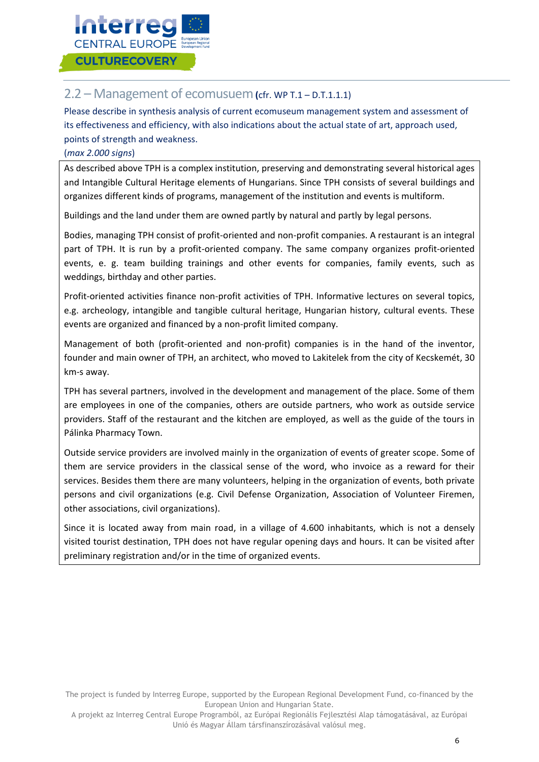## 2.2 – Management of ecomusuem (cfr. WP T.1 – D.T.1.1.1)

Please describe in synthesis analysis of current ecomuseum management system and assessment of its effectiveness and efficiency, with also indications about the actual state of art, approach used, points of strength and weakness.

(*max 2.000 signs*)

As described above TPH is a complex institution, preserving and demonstrating several historical ages and Intangible Cultural Heritage elements of Hungarians. Since TPH consists of several buildings and organizes different kinds of programs, management of the institution and events is multiform.

Buildings and the land under them are owned partly by natural and partly by legal persons.

Bodies, managing TPH consist of profit-oriented and non-profit companies. A restaurant is an integral part of TPH. It is run by a profit-oriented company. The same company organizes profit-oriented events, e. g. team building trainings and other events for companies, family events, such as weddings, birthday and other parties.

Profit-oriented activities finance non-profit activities of TPH. Informative lectures on several topics, e.g. archeology, intangible and tangible cultural heritage, Hungarian history, cultural events. These events are organized and financed by a non-profit limited company.

Management of both (profit-oriented and non-profit) companies is in the hand of the inventor, founder and main owner of TPH, an architect, who moved to Lakitelek from the city of Kecskemét, 30 km-s away.

TPH has several partners, involved in the development and management of the place. Some of them are employees in one of the companies, others are outside partners, who work as outside service providers. Staff of the restaurant and the kitchen are employed, as well as the guide of the tours in Pálinka Pharmacy Town.

Outside service providers are involved mainly in the organization of events of greater scope. Some of them are service providers in the classical sense of the word, who invoice as a reward for their services. Besides them there are many volunteers, helping in the organization of events, both private persons and civil organizations (e.g. Civil Defense Organization, Association of Volunteer Firemen, other associations, civil organizations).

Since it is located away from main road, in a village of 4.600 inhabitants, which is not a densely visited tourist destination, TPH does not have regular opening days and hours. It can be visited after preliminary registration and/or in the time of organized events.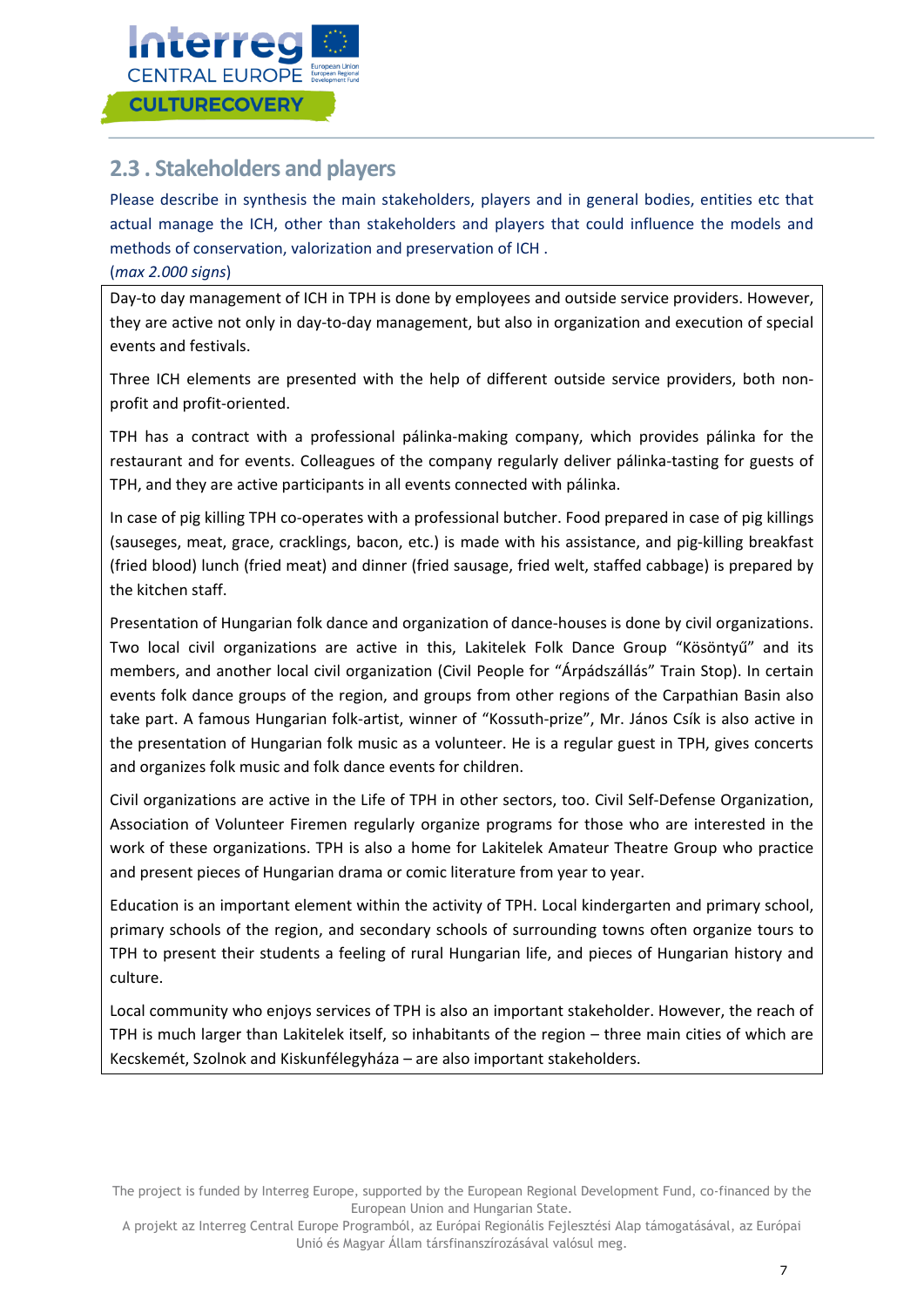## 2.3 . Stakeholders and players

Please describe in synthesis the main stakeholders, players and in general bodies, entities etc that actual manage the ICH, other than stakeholders and players that could influence the models and methods of conservation, valorization and preservation of ICH .

(*max 2.000 signs*)

Day-to day management of ICH in TPH is done by employees and outside service providers. However, they are active not only in day-to-day management, but also in organization and execution of special events and festivals.

Three ICH elements are presented with the help of different outside service providers, both non-profit and profit-oriented.

TPH has a contract with a professional pálinka-making company, which provides pálinka for the restaurant and for events. Colleagues of the company regularly deliver pálinka-tasting for guests of TPH, and they are active participants in all events connected with pálinka.

In case of pig killing TPH co-operates with a professional butcher. Food prepared in case of pig killings (sauseges, meat, grace, cracklings, bacon, etc.) is made with his assistance, and pig-killing breakfast (fried blood) lunch (fried meat) and dinner (fried sausage, fried welt, staffed cabbage) is prepared by the kitchen staff.

Presentation of Hungarian folk dance and organization of dance-houses is done by civil organizations. Two local civil organizations are active in this, Lakitelek Folk Dance Group "Kösöntyű" and its members, and another local civil organization (Civil People for "Árpádszállás" Train Stop). In certain events folk dance groups of the region, and groups from other regions of the Carpathian Basin also take part. A famous Hungarian folk-artist, winner of "Kossuth-prize", Mr. János Csík is also active in the presentation of Hungarian folk music as a volunteer. He is a regular guest in TPH, gives concerts and organizes folk music and folk dance events for children.

Civil organizations are active in the Life of TPH in other sectors, too. Civil Self-Defense Organization, Association of Volunteer Firemen regularly organize programs for those who are interested in the work of these organizations. TPH is also a home for Lakitelek Amateur Theatre Group who practice and present pieces of Hungarian drama or comic literature from year to year.

Education is an important element within the activity of TPH. Local kindergarten and primary school, primary schools of the region, and secondary schools of surrounding towns often organize tours to TPH to present their students a feeling of rural Hungarian life, and pieces of Hungarian history and culture.

Local community who enjoys services of TPH is also an important stakeholder. However, the reach of TPH is much larger than Lakitelek itself, so inhabitants of the region – three main cities of which are Kecskemét, Szolnok and Kiskunfélegyháza – are also important stakeholders.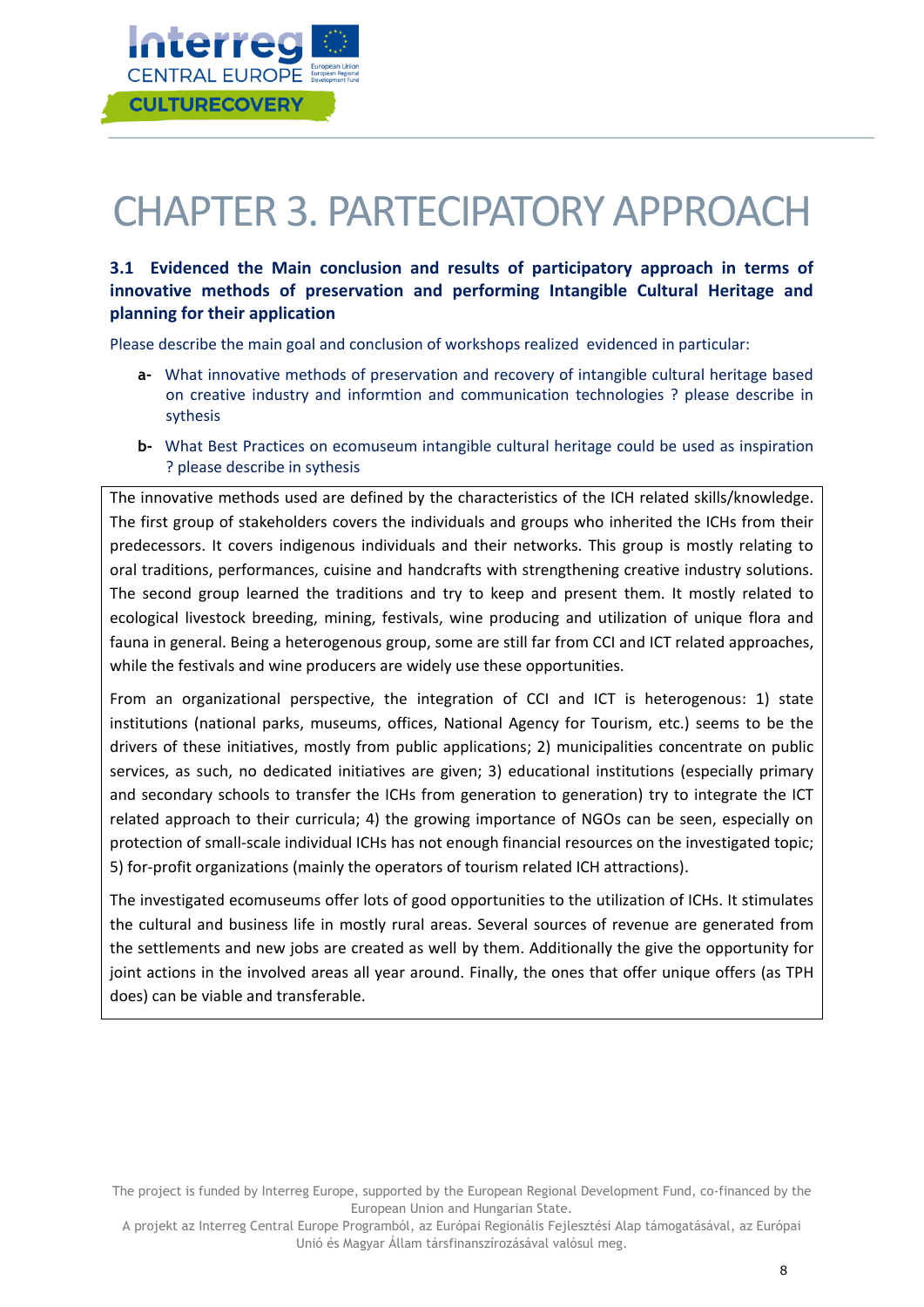# CHAPTER 3. PARTECIPATORY APPROACH

### 3.1 Evidenced the Main conclusion and results of participatory approach in terms of innovative methods of preservation and performing Intangible Cultural Heritage and planning for their application

Please describe the main goal and conclusion of workshops realized evidenced in particular:

- **a-** What innovative methods of preservation and recovery of intangible cultural heritage based on creative industry and informtion and communication technologies ? please describe in sythesis
- **b-** What Best Practices on ecomuseum intangible cultural heritage could be used as inspiration ? please describe in sythesis

The innovative methods used are defined by the characteristics of the ICH related skills/knowledge. The first group of stakeholders covers the individuals and groups who inherited the ICHs from their predecessors. It covers indigenous individuals and their networks. This group is mostly relating to oral traditions, performances, cuisine and handcrafts with strengthening creative industry solutions. The second group learned the traditions and try to keep and present them. It mostly related to ecological livestock breeding, mining, festivals, wine producing and utilization of unique flora and fauna in general. Being a heterogenous group, some are still far from CCI and ICT related approaches, while the festivals and wine producers are widely use these opportunities.

From an organizational perspective, the integration of CCI and ICT is heterogenous: 1) state institutions (national parks, museums, offices, National Agency for Tourism, etc.) seems to be the drivers of these initiatives, mostly from public applications; 2) municipalities concentrate on public services, as such, no dedicated initiatives are given; 3) educational institutions (especially primary and secondary schools to transfer the ICHs from generation to generation) try to integrate the ICT related approach to their curricula; 4) the growing importance of NGOs can be seen, especially on protection of small-scale individual ICHs has not enough financial resources on the investigated topic; 5) for-profit organizations (mainly the operators of tourism related ICH attractions).

The investigated ecomuseums offer lots of good opportunities to the utilization of ICHs. It stimulates the cultural and business life in mostly rural areas. Several sources of revenue are generated from the settlements and new jobs are created as well by them. Additionally the give the opportunity for joint actions in the involved areas all year around. Finally, the ones that offer unique offers (as TPH does) can be viable and transferable.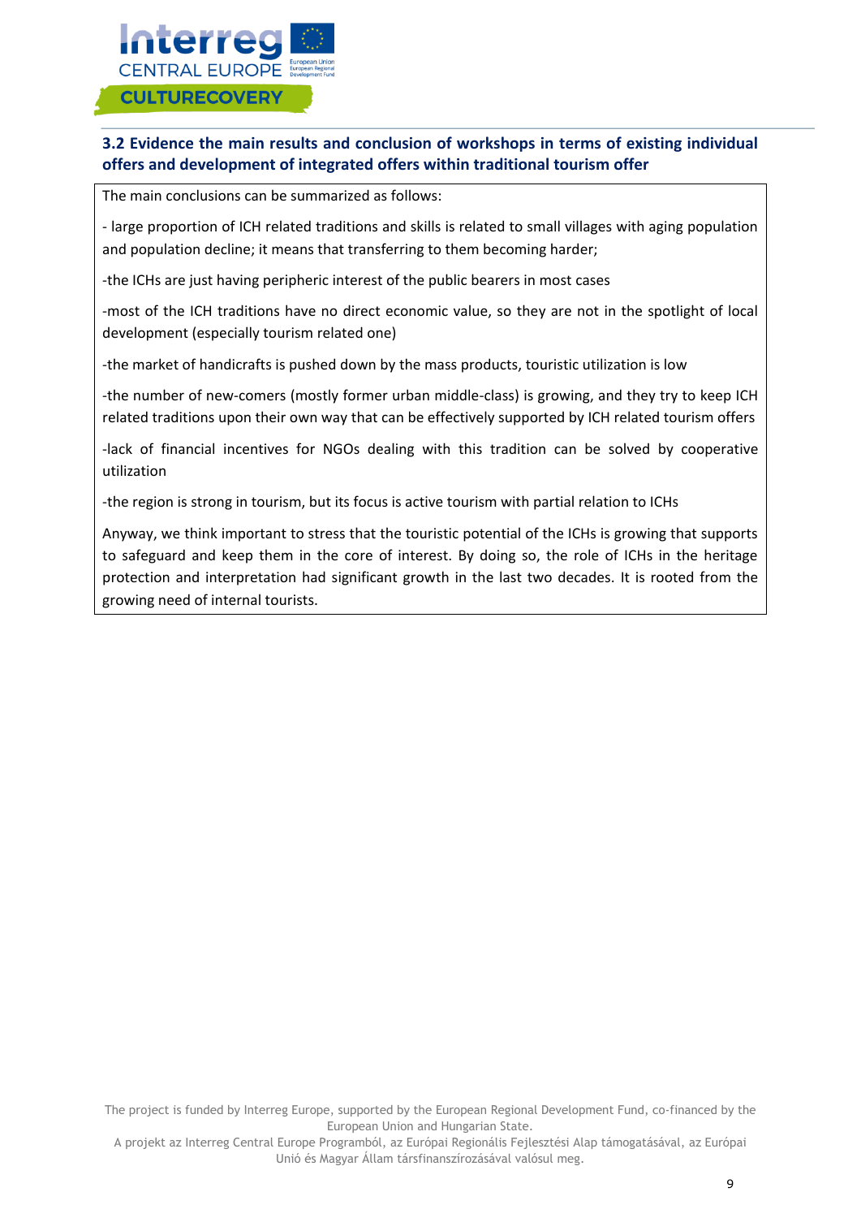### 3.2 Evidence the main results and conclusion of workshops in terms of existing individual offers and development of integrated offers within traditional tourism offer

The main conclusions can be summarized as follows:

- large proportion of ICH related traditions and skills is related to small villages with aging population and population decline; it means that transferring to them becoming harder;

-the ICHs are just having peripheric interest of the public bearers in most cases

-most of the ICH traditions have no direct economic value, so they are not in the spotlight of local development (especially tourism related one)

-the market of handicrafts is pushed down by the mass products, touristic utilization is low

-the number of new-comers (mostly former urban middle-class) is growing, and they try to keep ICH related traditions upon their own way that can be effectively supported by ICH related tourism offers

-lack of financial incentives for NGOs dealing with this tradition can be solved by cooperative utilization

-the region is strong in tourism, but its focus is active tourism with partial relation to ICHs

Anyway, we think important to stress that the touristic potential of the ICHs is growing that supports to safeguard and keep them in the core of interest. By doing so, the role of ICHs in the heritage protection and interpretation had significant growth in the last two decades. It is rooted from the growing need of internal tourists.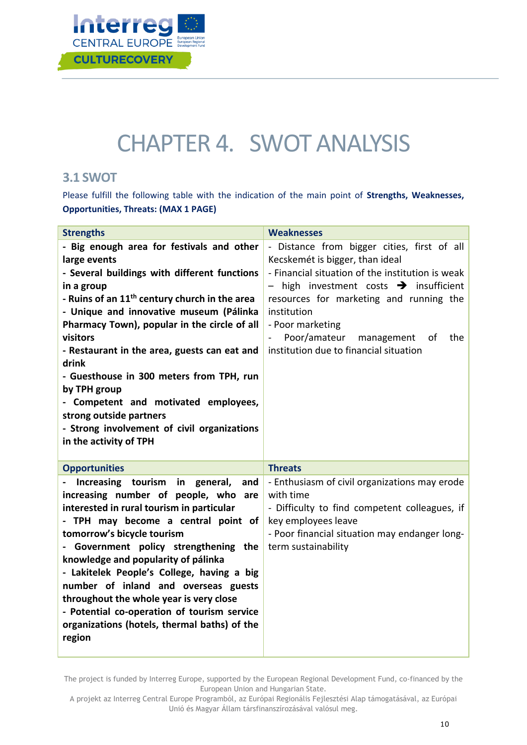# CHAPTER 4. SWOT ANALYSIS

## 3.1 SWOT

Please fulfill the following table with the indication of the main point of **Strengths, Weaknesses, Opportunities, Threats: (MAX 1 PAGE)**

| Strengths | Weaknesses |
|---|---|
| **- Big enough area for festivals and other large events**<br>**- Several buildings with different functions in a group**<br>**- Ruins of an 11th century church in the area**<br>**- Unique and innovative museum (Pálinka Pharmacy Town), popular in the circle of all visitors**<br>**- Restaurant in the area, guests can eat and drink**<br>**- Guesthouse in 300 meters from TPH, run by TPH group**<br>**- Competent and motivated employees, strong outside partners**<br>**- Strong involvement of civil organizations in the activity of TPH** | - Distance from bigger cities, first of all Kecskemét is bigger, than ideal<br>- Financial situation of the institution is weak – high investment costs → insufficient resources for marketing and running the institution<br>- Poor marketing<br>- Poor/amateur management of the institution due to financial situation |
| **Opportunities** | **Threats** |
| **- Increasing tourism in general, and increasing number of people, who are interested in rural tourism in particular**<br>**- TPH may become a central point of tomorrow's bicycle tourism**<br>**- Government policy strengthening the knowledge and popularity of pálinka**<br>**- Lakitelek People's College, having a big number of inland and overseas guests throughout the whole year is very close**<br>**- Potential co-operation of tourism service organizations (hotels, thermal baths) of the region** | - Enthusiasm of civil organizations may erode with time<br>- Difficulty to find competent colleagues, if key employees leave<br>- Poor financial situation may endanger long-term sustainability |

The project is funded by Interreg Europe, supported by the European Regional Development Fund, co-financed by the European Union and Hungarian State.
A projekt az Interreg Central Europe Programból, az Európai Regionális Fejlesztési Alap támogatásával, az Európai Unió és Magyar Állam társfinanszírozásával valósul meg.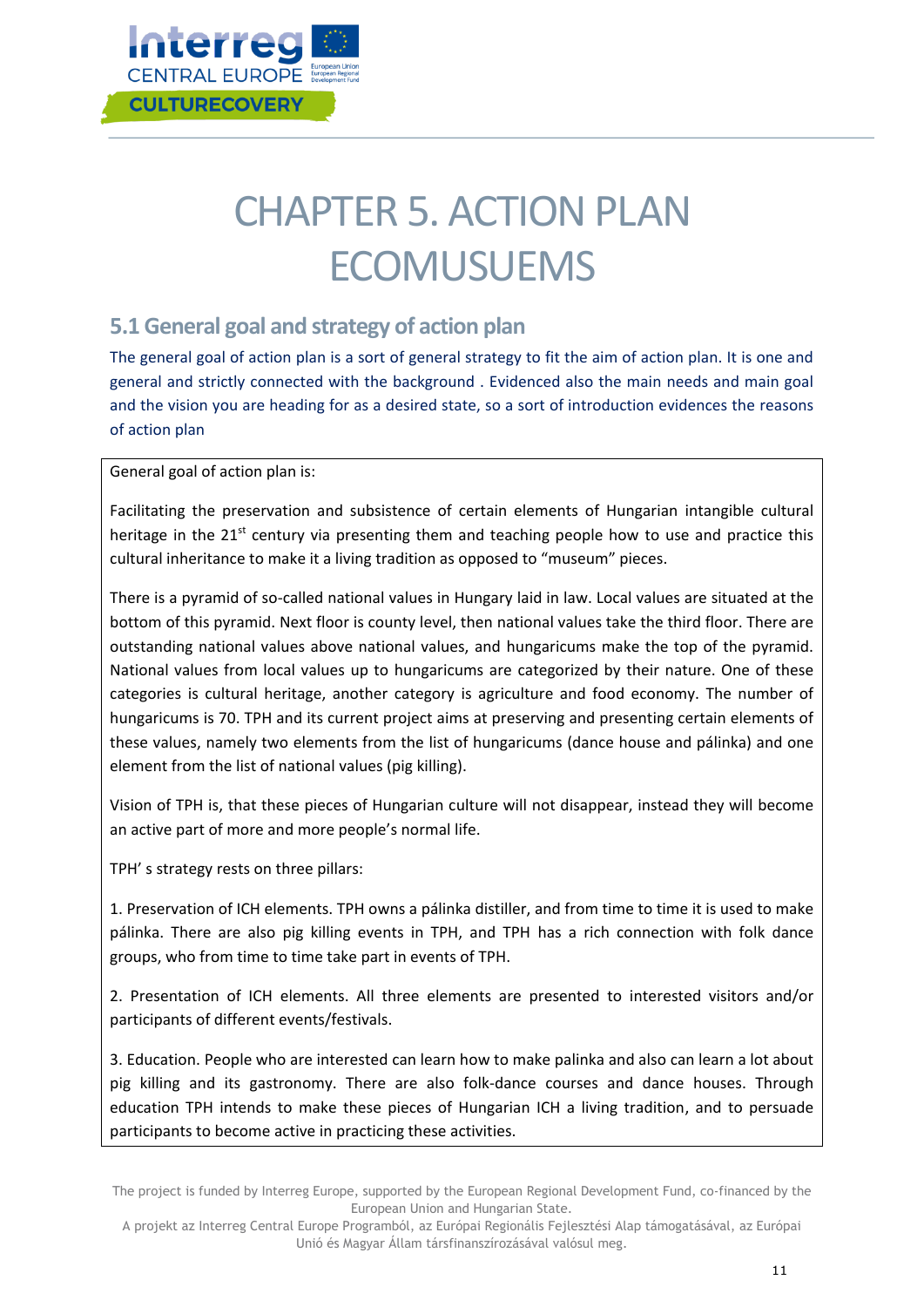# CHAPTER 5. ACTION PLAN ECOMUSUEMS

## 5.1 General goal and strategy of action plan

The general goal of action plan is a sort of general strategy to fit the aim of action plan. It is one and general and strictly connected with the background . Evidenced also the main needs and main goal and the vision you are heading for as a desired state, so a sort of introduction evidences the reasons of action plan

General goal of action plan is:

Facilitating the preservation and subsistence of certain elements of Hungarian intangible cultural heritage in the 21st century via presenting them and teaching people how to use and practice this cultural inheritance to make it a living tradition as opposed to “museum” pieces.

There is a pyramid of so-called national values in Hungary laid in law. Local values are situated at the bottom of this pyramid. Next floor is county level, then national values take the third floor. There are outstanding national values above national values, and hungaricums make the top of the pyramid. National values from local values up to hungaricums are categorized by their nature. One of these categories is cultural heritage, another category is agriculture and food economy. The number of hungaricums is 70. TPH and its current project aims at preserving and presenting certain elements of these values, namely two elements from the list of hungaricums (dance house and pálinka) and one element from the list of national values (pig killing).

Vision of TPH is, that these pieces of Hungarian culture will not disappear, instead they will become an active part of more and more people’s normal life.

TPH’ s strategy rests on three pillars:

1. Preservation of ICH elements. TPH owns a pálinka distiller, and from time to time it is used to make pálinka. There are also pig killing events in TPH, and TPH has a rich connection with folk dance groups, who from time to time take part in events of TPH.

2. Presentation of ICH elements. All three elements are presented to interested visitors and/or participants of different events/festivals.

3. Education. People who are interested can learn how to make palinka and also can learn a lot about pig killing and its gastronomy. There are also folk-dance courses and dance houses. Through education TPH intends to make these pieces of Hungarian ICH a living tradition, and to persuade participants to become active in practicing these activities.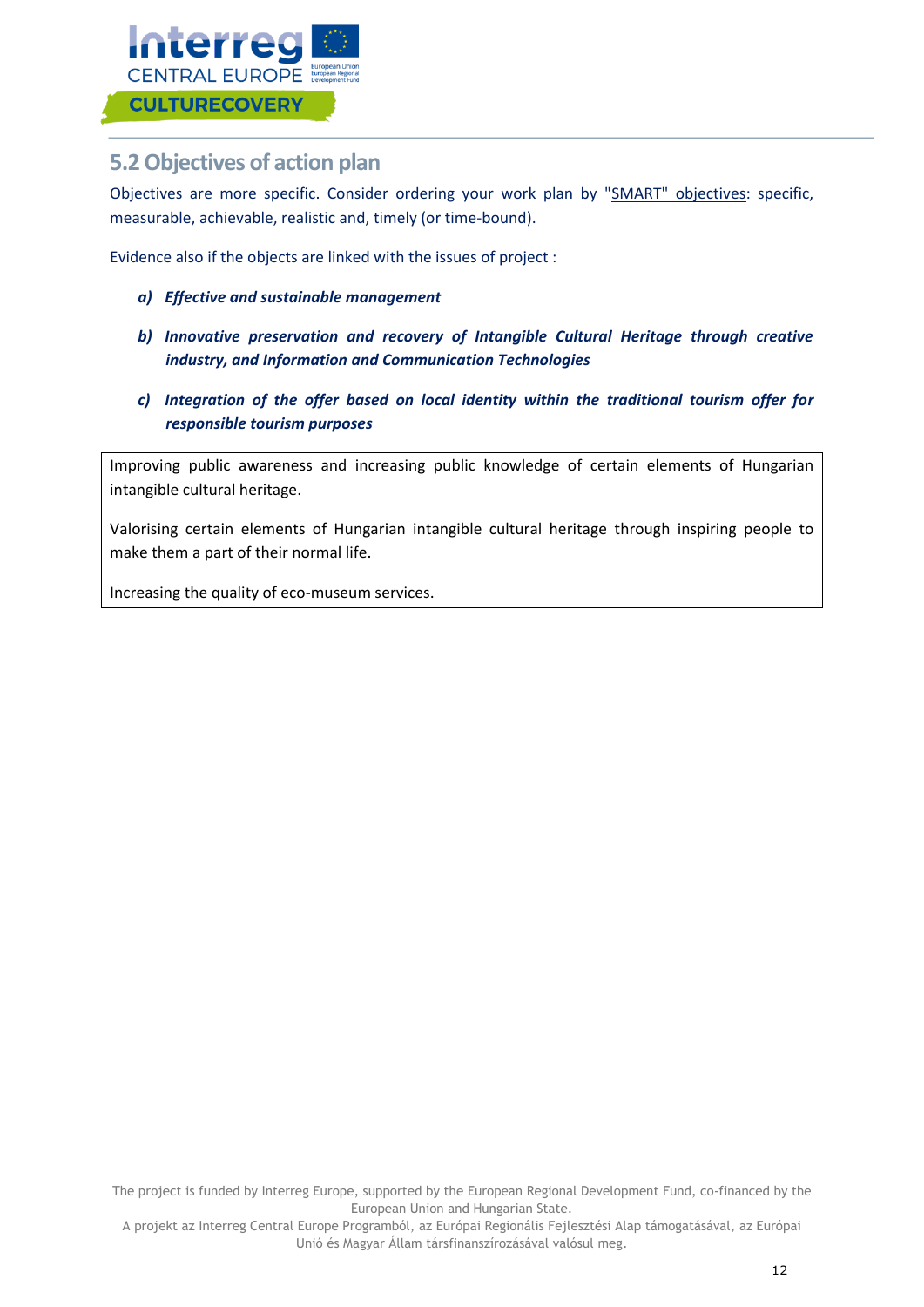## 5.2 Objectives of action plan

Objectives are more specific. Consider ordering your work plan by "SMART" objectives: specific, measurable, achievable, realistic and, timely (or time-bound).

Evidence also if the objects are linked with the issues of project :

- ***a) Effective and sustainable management***
- ***b) Innovative preservation and recovery of Intangible Cultural Heritage through creative industry, and Information and Communication Technologies***
- ***c) Integration of the offer based on local identity within the traditional tourism offer for responsible tourism purposes***

Improving public awareness and increasing public knowledge of certain elements of Hungarian intangible cultural heritage.

Valorising certain elements of Hungarian intangible cultural heritage through inspiring people to make them a part of their normal life.

Increasing the quality of eco-museum services.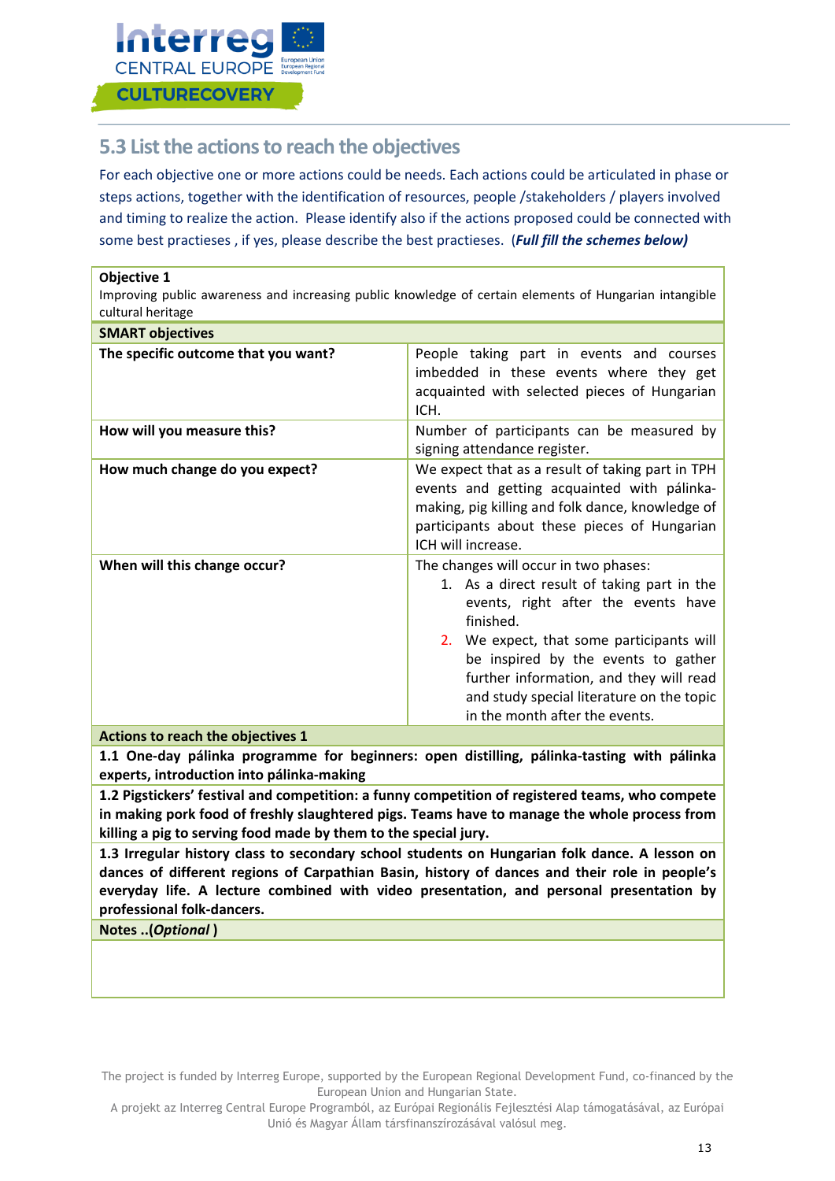## 5.3 List the actions to reach the objectives

For each objective one or more actions could be needs. Each actions could be articulated in phase or steps actions, together with the identification of resources, people /stakeholders / players involved and timing to realize the action. Please identify also if the actions proposed could be connected with some best practieses , if yes, please describe the best practieses. (***Full fill the schemes below)***

| **Objective 1**<br>Improving public awareness and increasing public knowledge of certain elements of Hungarian intangible cultural heritage | |
|---|---|
| **SMART objectives** | |
| **The specific outcome that you want?** | People taking part in events and courses imbedded in these events where they get acquainted with selected pieces of Hungarian ICH. |
| **How will you measure this?** | Number of participants can be measured by signing attendance register. |
| **How much change do you expect?** | We expect that as a result of taking part in TPH events and getting acquainted with pálinka-making, pig killing and folk dance, knowledge of participants about these pieces of Hungarian ICH will increase. |
| **When will this change occur?** | The changes will occur in two phases:<br>1. As a direct result of taking part in the events, right after the events have finished.<br>2. We expect, that some participants will be inspired by the events to gather further information, and they will read and study special literature on the topic in the month after the events. |
| **Actions to reach the objectives 1** | |
| **1.1 One-day pálinka programme for beginners: open distilling, pálinka-tasting with pálinka experts, introduction into pálinka-making** | |
| **1.2 Pigstickers' festival and competition: a funny competition of registered teams, who compete in making pork food of freshly slaughtered pigs. Teams have to manage the whole process from killing a pig to serving food made by them to the special jury.** | |
| **1.3 Irregular history class to secondary school students on Hungarian folk dance. A lesson on dances of different regions of Carpathian Basin, history of dances and their role in people's everyday life. A lecture combined with video presentation, and personal presentation by professional folk-dancers.** | |
| **Notes ..(*Optional* )** | |
| | |

The project is funded by Interreg Europe, supported by the European Regional Development Fund, co-financed by the European Union and Hungarian State.
A projekt az Interreg Central Europe Programból, az Európai Regionális Fejlesztési Alap támogatásával, az Európai Unió és Magyar Állam társfinanszírozásával valósul meg.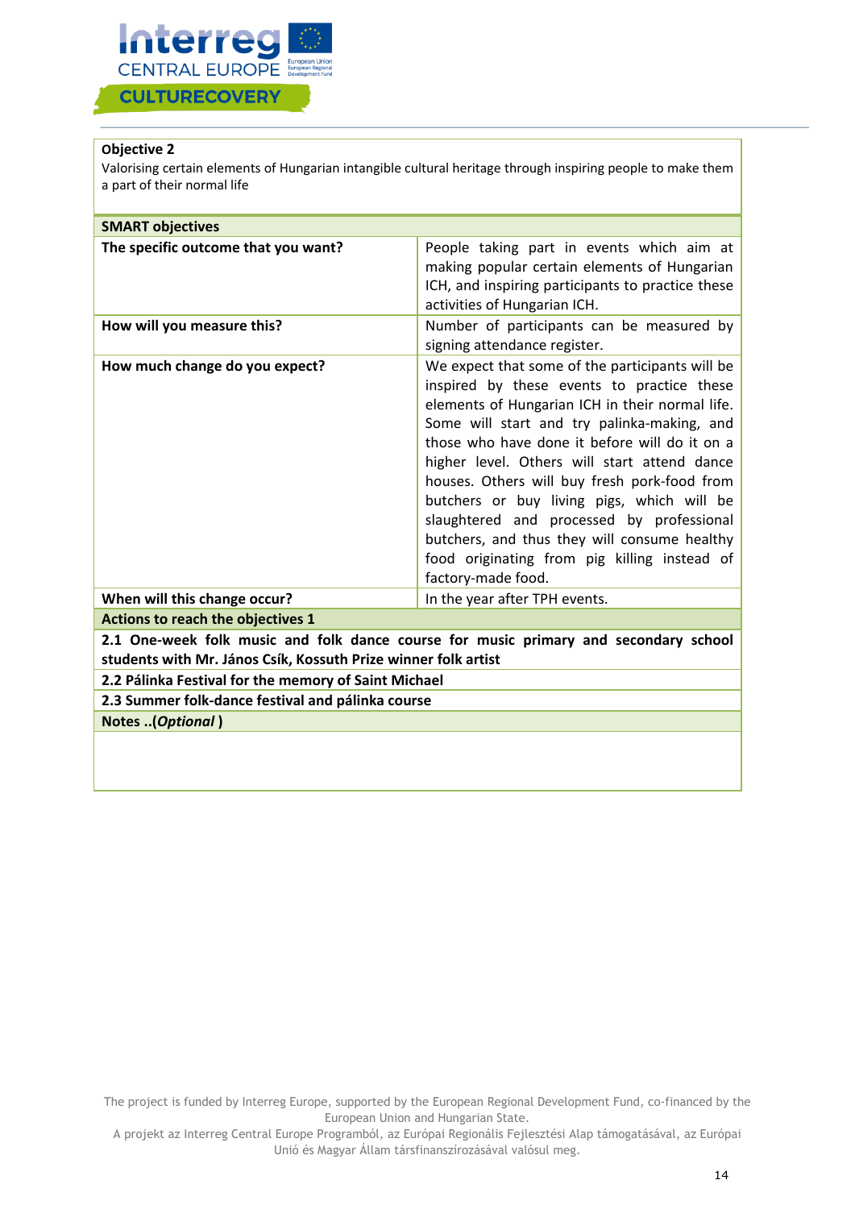**Objective 2**

Valorising certain elements of Hungarian intangible cultural heritage through inspiring people to make them a part of their normal life

| **SMART objectives** | |
|---|---|
| **The specific outcome that you want?** | People taking part in events which aim at making popular certain elements of Hungarian ICH, and inspiring participants to practice these activities of Hungarian ICH. |
| **How will you measure this?** | Number of participants can be measured by signing attendance register. |
| **How much change do you expect?** | We expect that some of the participants will be inspired by these events to practice these elements of Hungarian ICH in their normal life. Some will start and try palinka-making, and those who have done it before will do it on a higher level. Others will start attend dance houses. Others will buy fresh pork-food from butchers or buy living pigs, which will be slaughtered and processed by professional butchers, and thus they will consume healthy food originating from pig killing instead of factory-made food. |
| **When will this change occur?** | In the year after TPH events. |
| **Actions to reach the objectives 1** | |
| **2.1 One-week folk music and folk dance course for music primary and secondary school students with Mr. János Csík, Kossuth Prize winner folk artist** | |
| **2.2 Pálinka Festival for the memory of Saint Michael** | |
| **2.3 Summer folk-dance festival and pálinka course** | |
| **Notes ..(*Optional* )** | |
| | |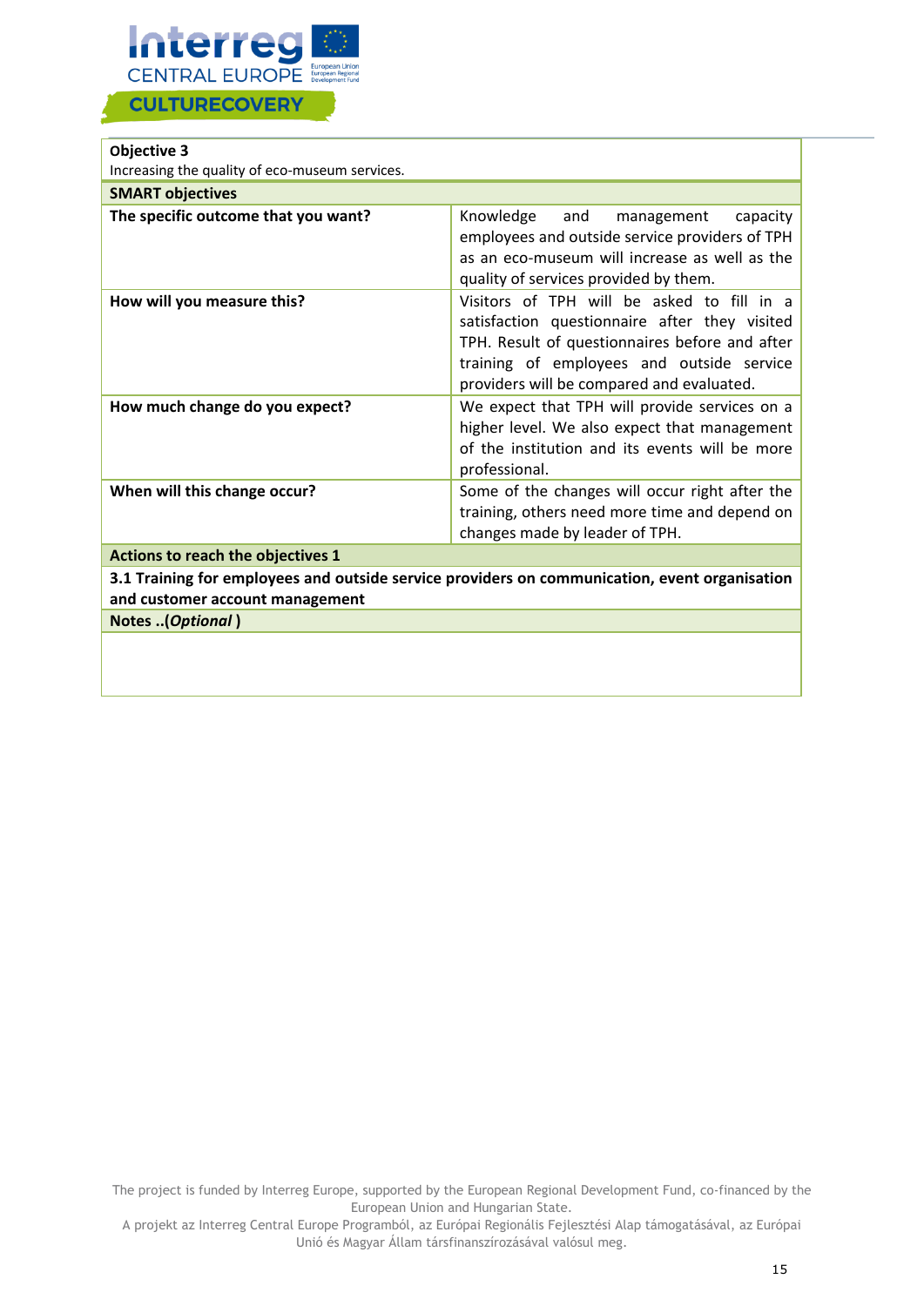| **Objective 3**<br>Increasing the quality of eco-museum services. | |
|---|---|
| **SMART objectives** | |
| **The specific outcome that you want?** | Knowledge and management capacity employees and outside service providers of TPH as an eco-museum will increase as well as the quality of services provided by them. |
| **How will you measure this?** | Visitors of TPH will be asked to fill in a satisfaction questionnaire after they visited TPH. Result of questionnaires before and after training of employees and outside service providers will be compared and evaluated. |
| **How much change do you expect?** | We expect that TPH will provide services on a higher level. We also expect that management of the institution and its events will be more professional. |
| **When will this change occur?** | Some of the changes will occur right after the training, others need more time and depend on changes made by leader of TPH. |
| **Actions to reach the objectives 1** | |
| **3.1 Training for employees and outside service providers on communication, event organisation and customer account management** | |
| **Notes ..(*Optional* )** | |
| | |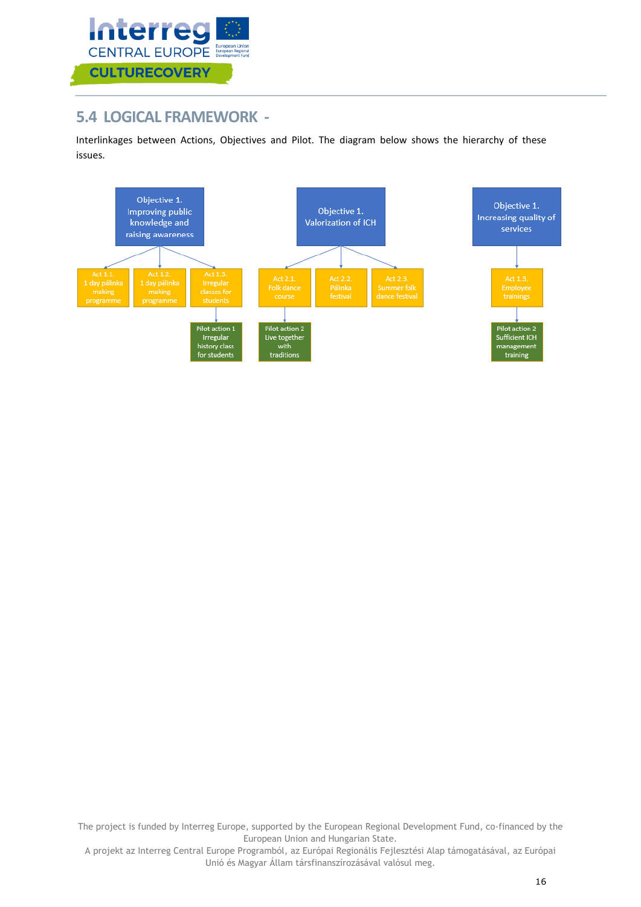## 5.4 LOGICAL FRAMEWORK -

Interlinkages between Actions, Objectives and Pilot. The diagram below shows the hierarchy of these issues.

- **Objective 1. Improving public knowledge and raising awareness**
  - Act 1.1. 1 day pálinka making programme
  - Act 1.2. 1 day pálinka making programme
  - Act 1.3. Irregular classes for students
    - Pilot action 1 Irregular history class for students
- **Objective 1. Valorization of ICH**
  - Act 2.1. Folk dance course
    - Pilot action 2 Live together with traditions
  - Act 2.2. Pálinka festival
  - Act 2.3. Summer folk dance festival
- **Objective 1. Increasing quality of services**
  - Act 1.3. Employee trainings
    - Pilot action 2 Sufficient ICH management training

The project is funded by Interreg Europe, supported by the European Regional Development Fund, co-financed by the European Union and Hungarian State.
A projekt az Interreg Central Europe Programból, az Európai Regionális Fejlesztési Alap támogatásával, az Európai Unió és Magyar Állam társfinanszírozásával valósul meg.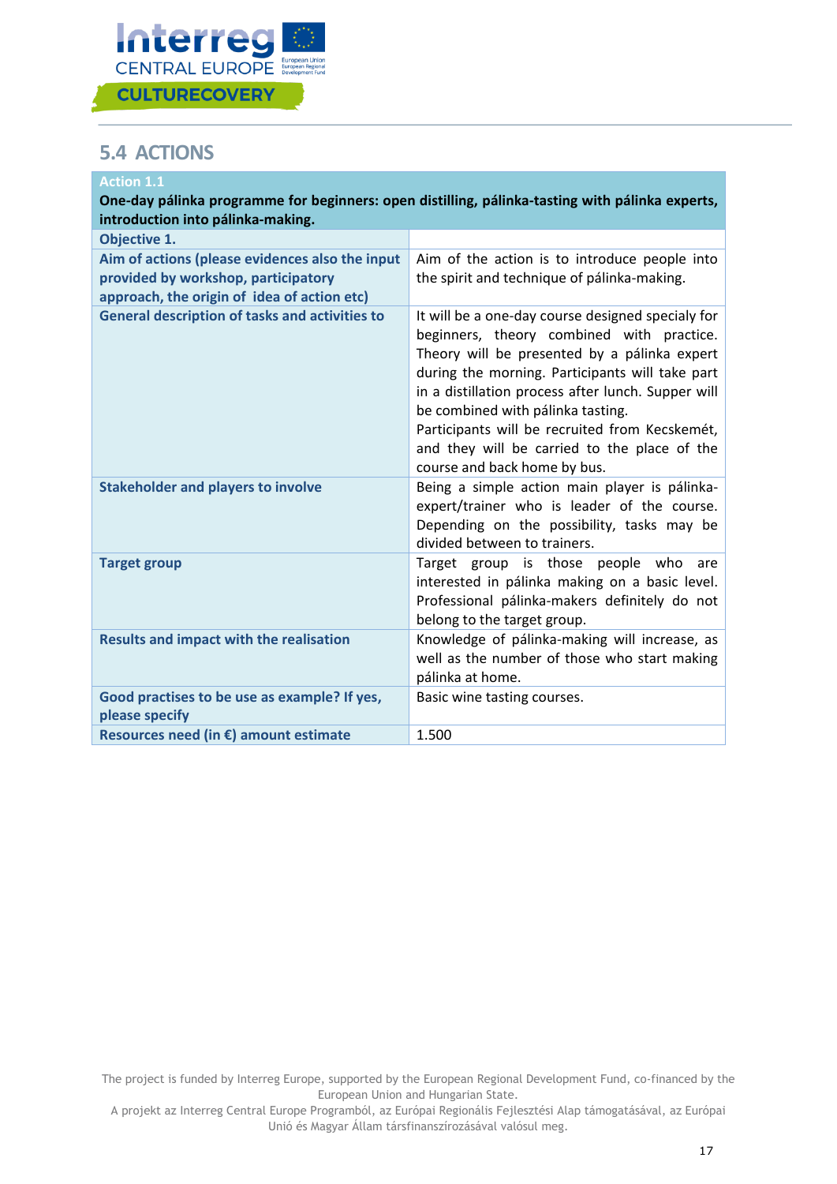## 5.4 ACTIONS

| **Action 1.1**<br>**One-day pálinka programme for beginners: open distilling, pálinka-tasting with pálinka experts, introduction into pálinka-making.** | |
|---|---|
| **Objective 1.** | |
| **Aim of actions (please evidences also the input provided by workshop, participatory approach, the origin of idea of action etc)** | Aim of the action is to introduce people into the spirit and technique of pálinka-making. |
| **General description of tasks and activities to** | It will be a one-day course designed specialy for beginners, theory combined with practice. Theory will be presented by a pálinka expert during the morning. Participants will take part in a distillation process after lunch. Supper will be combined with pálinka tasting.<br>Participants will be recruited from Kecskemét, and they will be carried to the place of the course and back home by bus. |
| **Stakeholder and players to involve** | Being a simple action main player is pálinka-expert/trainer who is leader of the course. Depending on the possibility, tasks may be divided between to trainers. |
| **Target group** | Target group is those people who are interested in pálinka making on a basic level. Professional pálinka-makers definitely do not belong to the target group. |
| **Results and impact with the realisation** | Knowledge of pálinka-making will increase, as well as the number of those who start making pálinka at home. |
| **Good practises to be use as example? If yes, please specify** | Basic wine tasting courses. |
| **Resources need (in €) amount estimate** | 1.500 |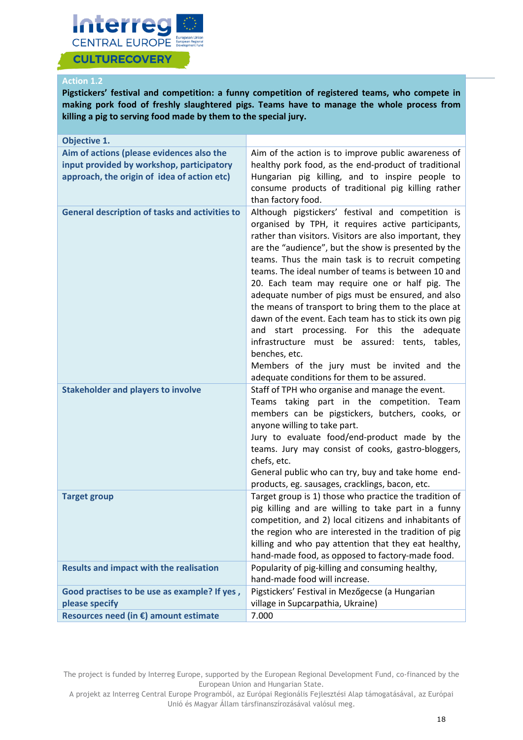**Action 1.2**

**Pigstickers' festival and competition: a funny competition of registered teams, who compete in making pork food of freshly slaughtered pigs. Teams have to manage the whole process from killing a pig to serving food made by them to the special jury.**

| **Objective 1.** | |
|---|---|
| **Aim of actions (please evidences also the input provided by workshop, participatory approach, the origin of idea of action etc)** | Aim of the action is to improve public awareness of healthy pork food, as the end-product of traditional Hungarian pig killing, and to inspire people to consume products of traditional pig killing rather than factory food. |
| **General description of tasks and activities to** | Although pigstickers' festival and competition is organised by TPH, it requires active participants, rather than visitors. Visitors are also important, they are the "audience", but the show is presented by the teams. Thus the main task is to recruit competing teams. The ideal number of teams is between 10 and 20. Each team may require one or half pig. The adequate number of pigs must be ensured, and also the means of transport to bring them to the place at dawn of the event. Each team has to stick its own pig and start processing. For this the adequate infrastructure must be assured: tents, tables, benches, etc.<br>Members of the jury must be invited and the adequate conditions for them to be assured. |
| **Stakeholder and players to involve** | Staff of TPH who organise and manage the event.<br>Teams taking part in the competition. Team members can be pigstickers, butchers, cooks, or anyone willing to take part.<br>Jury to evaluate food/end-product made by the teams. Jury may consist of cooks, gastro-bloggers, chefs, etc.<br>General public who can try, buy and take home end-products, eg. sausages, cracklings, bacon, etc. |
| **Target group** | Target group is 1) those who practice the tradition of pig killing and are willing to take part in a funny competition, and 2) local citizens and inhabitants of the region who are interested in the tradition of pig killing and who pay attention that they eat healthy, hand-made food, as opposed to factory-made food. |
| **Results and impact with the realisation** | Popularity of pig-killing and consuming healthy, hand-made food will increase. |
| **Good practises to be use as example? If yes , please specify** | Pigstickers' Festival in Mezőgecse (a Hungarian village in Supcarpathia, Ukraine) |
| **Resources need (in €) amount estimate** | 7.000 |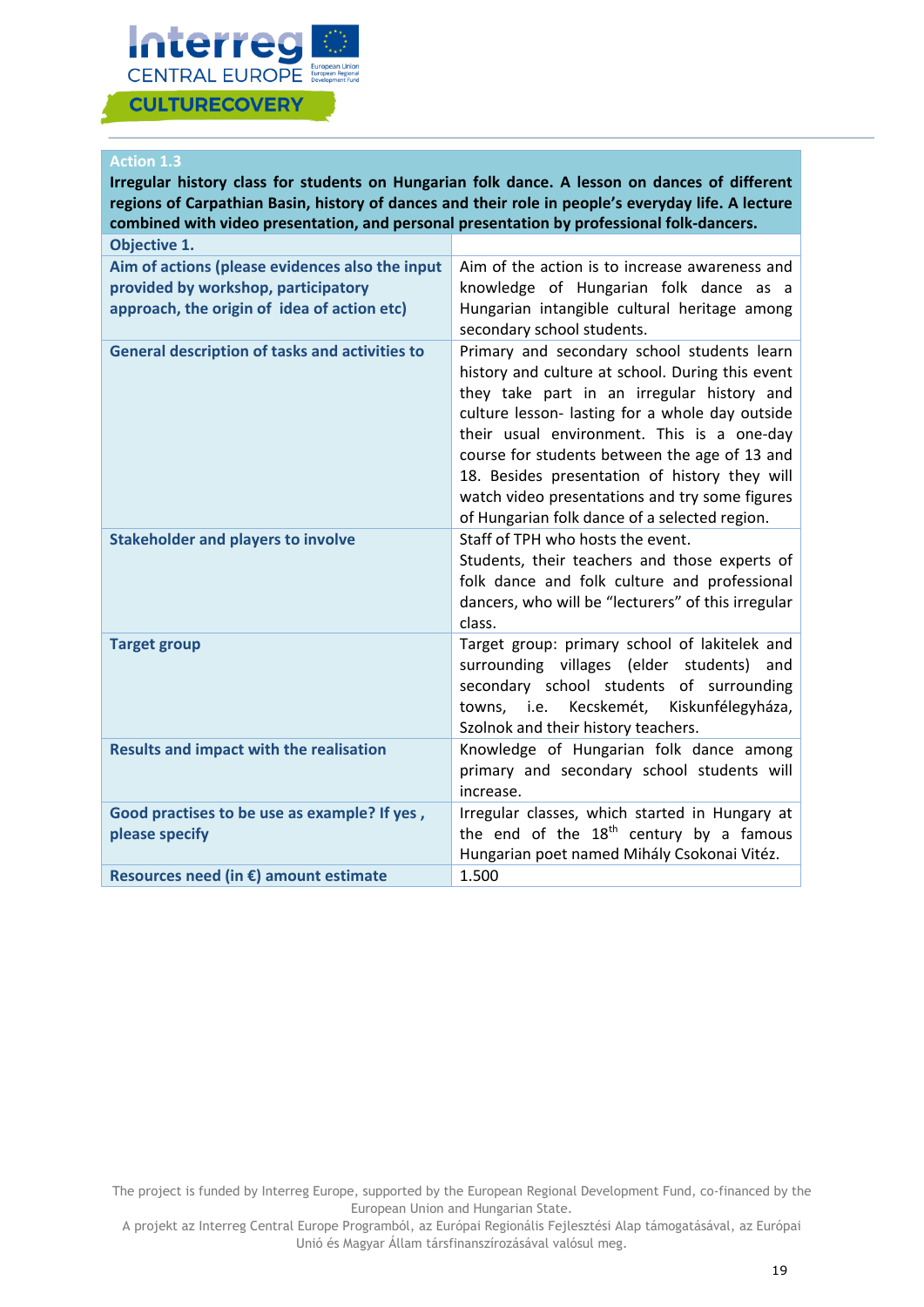| Action 1.3<br>**Irregular history class for students on Hungarian folk dance. A lesson on dances of different regions of Carpathian Basin, history of dances and their role in people's everyday life. A lecture combined with video presentation, and personal presentation by professional folk-dancers.** | |
|---|---|
| **Objective 1.** | |
| **Aim of actions (please evidences also the input provided by workshop, participatory approach, the origin of idea of action etc)** | Aim of the action is to increase awareness and knowledge of Hungarian folk dance as a Hungarian intangible cultural heritage among secondary school students. |
| **General description of tasks and activities to** | Primary and secondary school students learn history and culture at school. During this event they take part in an irregular history and culture lesson- lasting for a whole day outside their usual environment. This is a one-day course for students between the age of 13 and 18. Besides presentation of history they will watch video presentations and try some figures of Hungarian folk dance of a selected region. |
| **Stakeholder and players to involve** | Staff of TPH who hosts the event.<br>Students, their teachers and those experts of folk dance and folk culture and professional dancers, who will be "lecturers" of this irregular class. |
| **Target group** | Target group: primary school of lakitelek and surrounding villages (elder students) and secondary school students of surrounding towns, i.e. Kecskemét, Kiskunfélegyháza, Szolnok and their history teachers. |
| **Results and impact with the realisation** | Knowledge of Hungarian folk dance among primary and secondary school students will increase. |
| **Good practises to be use as example? If yes , please specify** | Irregular classes, which started in Hungary at the end of the 18th century by a famous Hungarian poet named Mihály Csokonai Vitéz. |
| **Resources need (in €) amount estimate** | 1.500 |

The project is funded by Interreg Europe, supported by the European Regional Development Fund, co-financed by the European Union and Hungarian State.
A projekt az Interreg Central Europe Programból, az Európai Regionális Fejlesztési Alap támogatásával, az Európai Unió és Magyar Állam társfinanszírozásával valósul meg.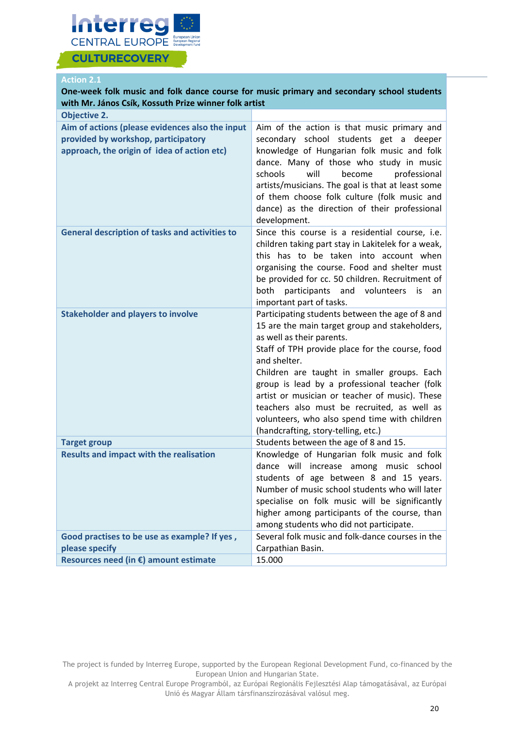| Action 2.1<br>One-week folk music and folk dance course for music primary and secondary school students with Mr. János Csík, Kossuth Prize winner folk artist | |
|---|---|
| Objective 2. | |
| Aim of actions (please evidences also the input provided by workshop, participatory approach, the origin of idea of action etc) | Aim of the action is that music primary and secondary school students get a deeper knowledge of Hungarian folk music and folk dance. Many of those who study in music schools will become professional artists/musicians. The goal is that at least some of them choose folk culture (folk music and dance) as the direction of their professional development. |
| General description of tasks and activities to | Since this course is a residential course, i.e. children taking part stay in Lakitelek for a weak, this has to be taken into account when organising the course. Food and shelter must be provided for cc. 50 children. Recruitment of both participants and volunteers is an important part of tasks. |
| Stakeholder and players to involve | Participating students between the age of 8 and 15 are the main target group and stakeholders, as well as their parents.<br>Staff of TPH provide place for the course, food and shelter.<br>Children are taught in smaller groups. Each group is lead by a professional teacher (folk artist or musician or teacher of music). These teachers also must be recruited, as well as volunteers, who also spend time with children (handcrafting, story-telling, etc.) |
| Target group | Students between the age of 8 and 15. |
| Results and impact with the realisation | Knowledge of Hungarian folk music and folk dance will increase among music school students of age between 8 and 15 years. Number of music school students who will later specialise on folk music will be significantly higher among participants of the course, than among students who did not participate. |
| Good practises to be use as example? If yes , please specify | Several folk music and folk-dance courses in the Carpathian Basin. |
| Resources need (in €) amount estimate | 15.000 |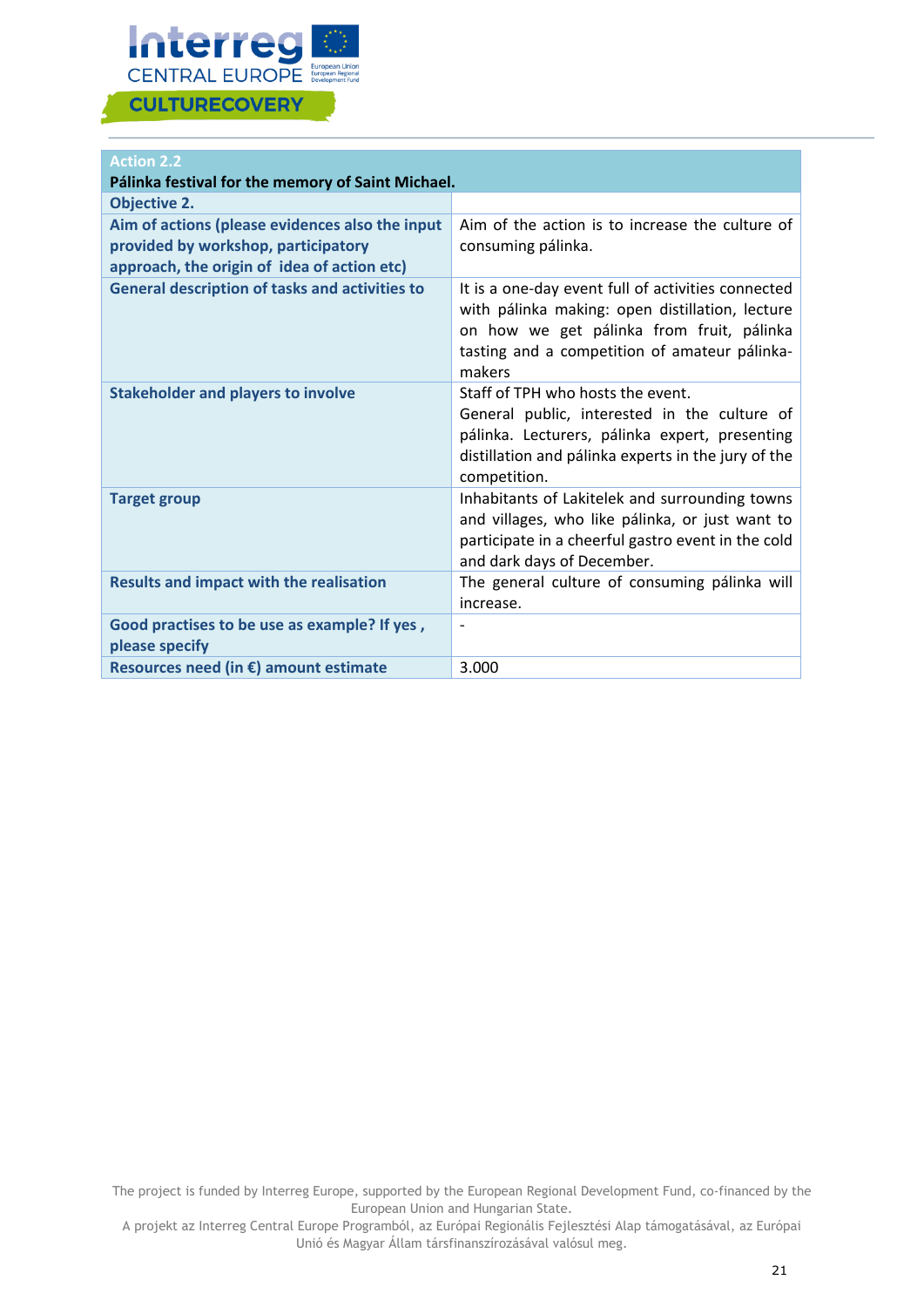| Action 2.2<br>**Pálinka festival for the memory of Saint Michael.** | |
|---|---|
| **Objective 2.** | |
| **Aim of actions (please evidences also the input provided by workshop, participatory approach, the origin of idea of action etc)** | Aim of the action is to increase the culture of consuming pálinka. |
| **General description of tasks and activities to** | It is a one-day event full of activities connected with pálinka making: open distillation, lecture on how we get pálinka from fruit, pálinka tasting and a competition of amateur pálinka-makers |
| **Stakeholder and players to involve** | Staff of TPH who hosts the event.<br>General public, interested in the culture of pálinka. Lecturers, pálinka expert, presenting distillation and pálinka experts in the jury of the competition. |
| **Target group** | Inhabitants of Lakitelek and surrounding towns and villages, who like pálinka, or just want to participate in a cheerful gastro event in the cold and dark days of December. |
| **Results and impact with the realisation** | The general culture of consuming pálinka will increase. |
| **Good practises to be use as example? If yes , please specify** | - |
| **Resources need (in €) amount estimate** | 3.000 |

The project is funded by Interreg Europe, supported by the European Regional Development Fund, co-financed by the European Union and Hungarian State.
A projekt az Interreg Central Europe Programból, az Európai Regionális Fejlesztési Alap támogatásával, az Európai Unió és Magyar Állam társfinanszírozásával valósul meg.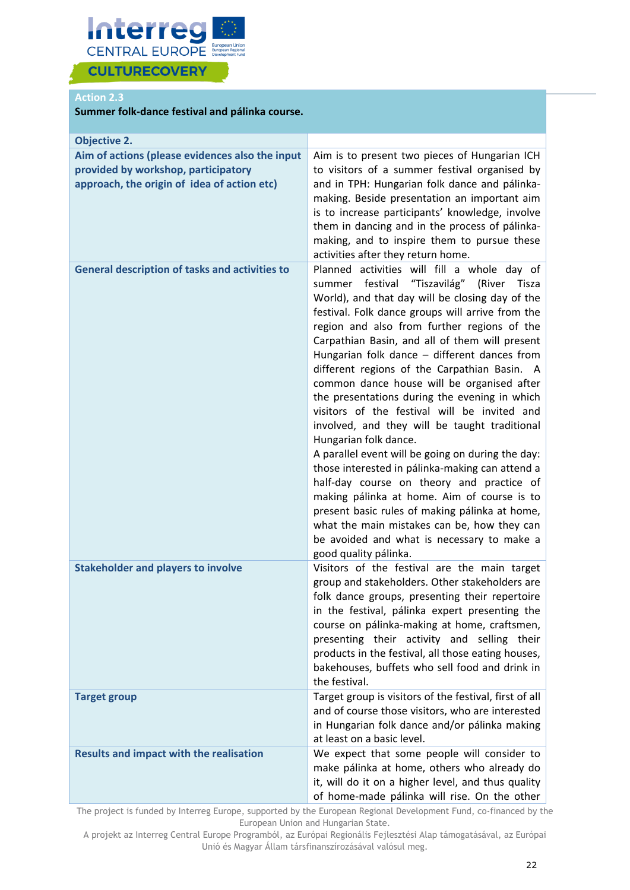**Action 2.3**

**Summer folk-dance festival and pálinka course.**

| Objective 2. | |
|---|---|
| **Aim of actions (please evidences also the input provided by workshop, participatory approach, the origin of idea of action etc)** | Aim is to present two pieces of Hungarian ICH to visitors of a summer festival organised by and in TPH: Hungarian folk dance and pálinka-making. Beside presentation an important aim is to increase participants' knowledge, involve them in dancing and in the process of pálinka-making, and to inspire them to pursue these activities after they return home. |
| **General description of tasks and activities to** | Planned activities will fill a whole day of summer festival "Tiszavilág" (River Tisza World), and that day will be closing day of the festival. Folk dance groups will arrive from the region and also from further regions of the Carpathian Basin, and all of them will present Hungarian folk dance – different dances from different regions of the Carpathian Basin. A common dance house will be organised after the presentations during the evening in which visitors of the festival will be invited and involved, and they will be taught traditional Hungarian folk dance.<br>A parallel event will be going on during the day: those interested in pálinka-making can attend a half-day course on theory and practice of making pálinka at home. Aim of course is to present basic rules of making pálinka at home, what the main mistakes can be, how they can be avoided and what is necessary to make a good quality pálinka. |
| **Stakeholder and players to involve** | Visitors of the festival are the main target group and stakeholders. Other stakeholders are folk dance groups, presenting their repertoire in the festival, pálinka expert presenting the course on pálinka-making at home, craftsmen, presenting their activity and selling their products in the festival, all those eating houses, bakehouses, buffets who sell food and drink in the festival. |
| **Target group** | Target group is visitors of the festival, first of all and of course those visitors, who are interested in Hungarian folk dance and/or pálinka making at least on a basic level. |
| **Results and impact with the realisation** | We expect that some people will consider to make pálinka at home, others who already do it, will do it on a higher level, and thus quality of home-made pálinka will rise. On the other |

The project is funded by Interreg Europe, supported by the European Regional Development Fund, co-financed by the European Union and Hungarian State.
A projekt az Interreg Central Europe Programból, az Európai Regionális Fejlesztési Alap támogatásával, az Európai Unió és Magyar Állam társfinanszírozásával valósul meg.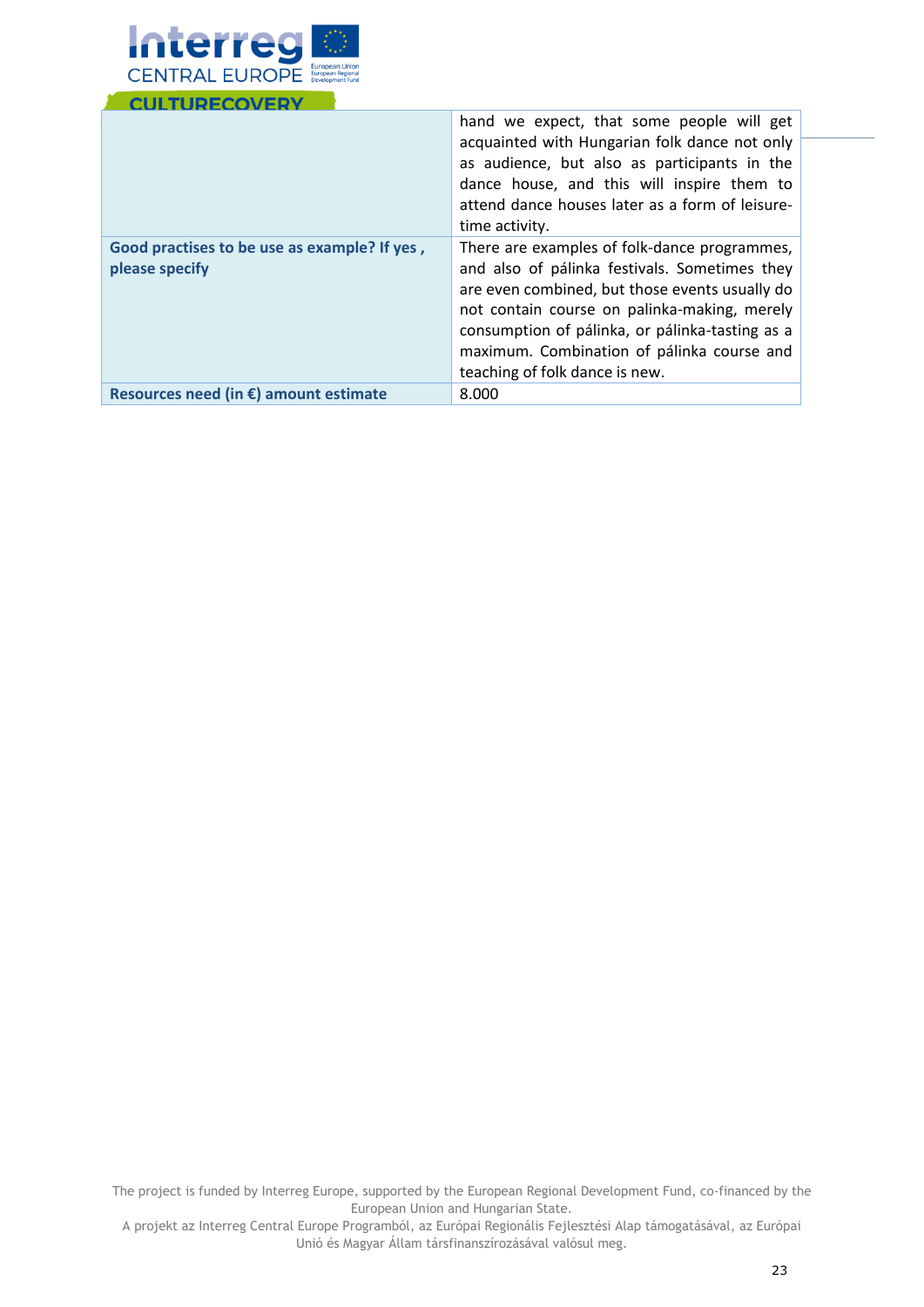| | |
|---|---|
| | hand we expect, that some people will get acquainted with Hungarian folk dance not only as audience, but also as participants in the dance house, and this will inspire them to attend dance houses later as a form of leisure-time activity. |
| **Good practises to be use as example? If yes , please specify** | There are examples of folk-dance programmes, and also of pálinka festivals. Sometimes they are even combined, but those events usually do not contain course on palinka-making, merely consumption of pálinka, or pálinka-tasting as a maximum. Combination of pálinka course and teaching of folk dance is new. |
| **Resources need (in €) amount estimate** | 8.000 |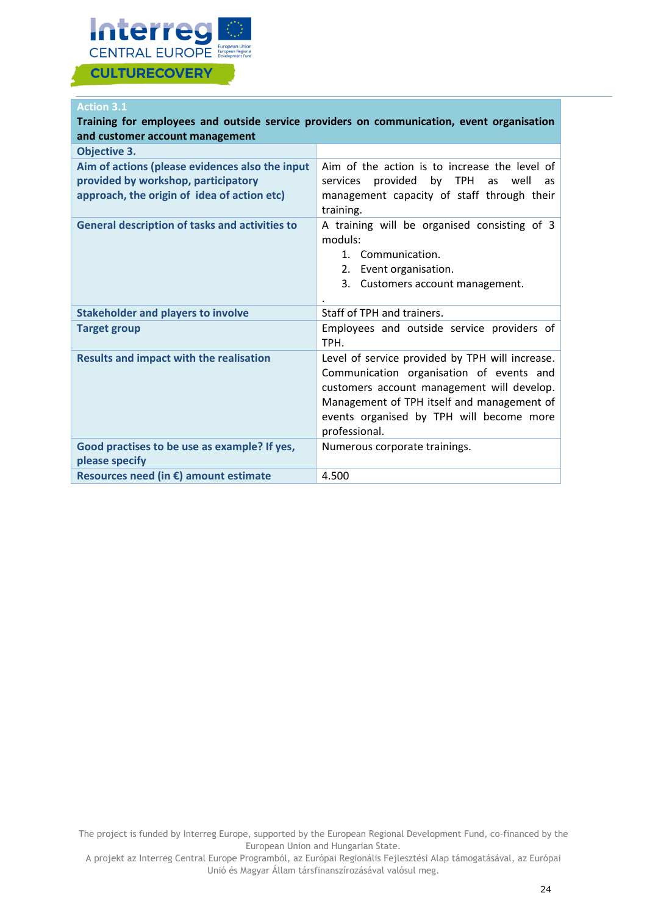| Action 3.1<br>**Training for employees and outside service providers on communication, event organisation and customer account management** | |
|---|---|
| **Objective 3.** | |
| **Aim of actions (please evidences also the input provided by workshop, participatory approach, the origin of idea of action etc)** | Aim of the action is to increase the level of services provided by TPH as well as management capacity of staff through their training. |
| **General description of tasks and activities to** | A training will be organised consisting of 3 moduls:<br>1. Communication.<br>2. Event organisation.<br>3. Customers account management.<br>. |
| **Stakeholder and players to involve** | Staff of TPH and trainers. |
| **Target group** | Employees and outside service providers of TPH. |
| **Results and impact with the realisation** | Level of service provided by TPH will increase. Communication organisation of events and customers account management will develop. Management of TPH itself and management of events organised by TPH will become more professional. |
| **Good practises to be use as example? If yes, please specify** | Numerous corporate trainings. |
| **Resources need (in €) amount estimate** | 4.500 |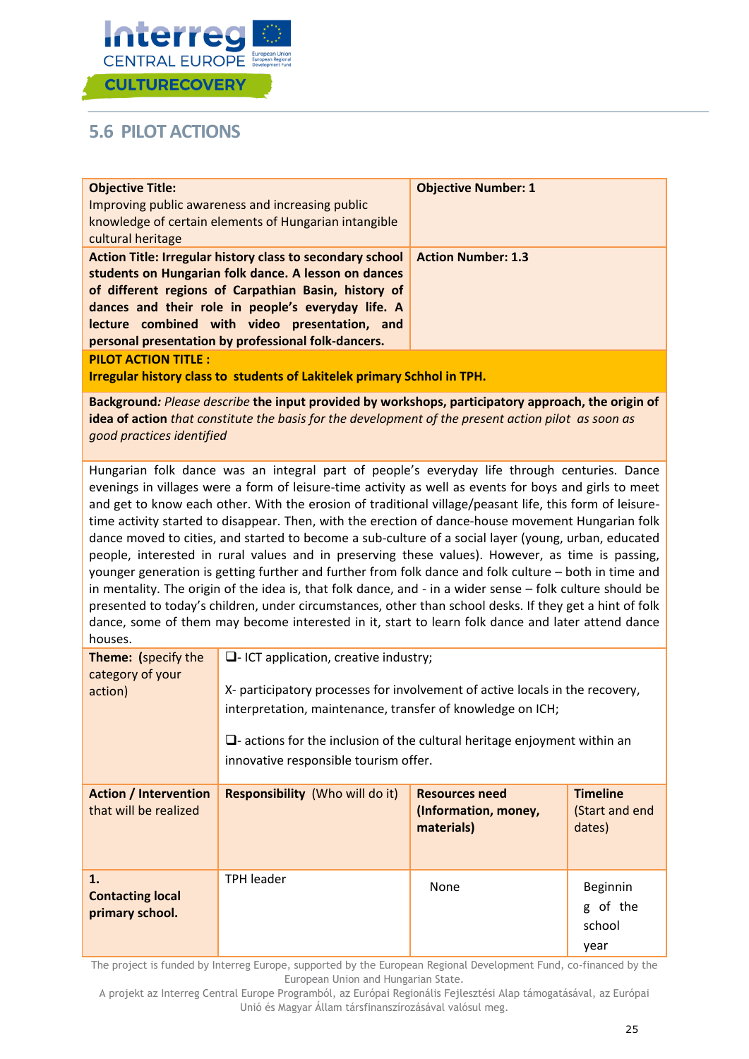## 5.6 PILOT ACTIONS

| **Objective Title:** Improving public awareness and increasing public knowledge of certain elements of Hungarian intangible cultural heritage | **Objective Number: 1** |
|---|---|
| **Action Title: Irregular history class to secondary school students on Hungarian folk dance. A lesson on dances of different regions of Carpathian Basin, history of dances and their role in people's everyday life. A lecture combined with video presentation, and personal presentation by professional folk-dancers.** | **Action Number: 1.3** |

**PILOT ACTION TITLE :**
**Irregular history class to students of Lakitelek primary Schhol in TPH.**

**Background***: Please describe* **the input provided by workshops, participatory approach, the origin of idea of action** *that constitute the basis for the development of the present action pilot as soon as good practices identified*

Hungarian folk dance was an integral part of people's everyday life through centuries. Dance evenings in villages were a form of leisure-time activity as well as events for boys and girls to meet and get to know each other. With the erosion of traditional village/peasant life, this form of leisure-time activity started to disappear. Then, with the erection of dance-house movement Hungarian folk dance moved to cities, and started to become a sub-culture of a social layer (young, urban, educated people, interested in rural values and in preserving these values). However, as time is passing, younger generation is getting further and further from folk dance and folk culture – both in time and in mentality. The origin of the idea is, that folk dance, and - in a wider sense – folk culture should be presented to today's children, under circumstances, other than school desks. If they get a hint of folk dance, some of them may become interested in it, start to learn folk dance and later attend dance houses.

| **Theme: (**specify the category of your action) | ❑- ICT application, creative industry;<br><br>X- participatory processes for involvement of active locals in the recovery, interpretation, maintenance, transfer of knowledge on ICH;<br><br>❑- actions for the inclusion of the cultural heritage enjoyment within an innovative responsible tourism offer. |
|---|---|

| **Action / Intervention** that will be realized | **Responsibility** (Who will do it) | **Resources need (Information, money, materials)** | **Timeline** (Start and end dates) |
|---|---|---|---|
| **1. Contacting local primary school.** | TPH leader | None | Beginning of the school year |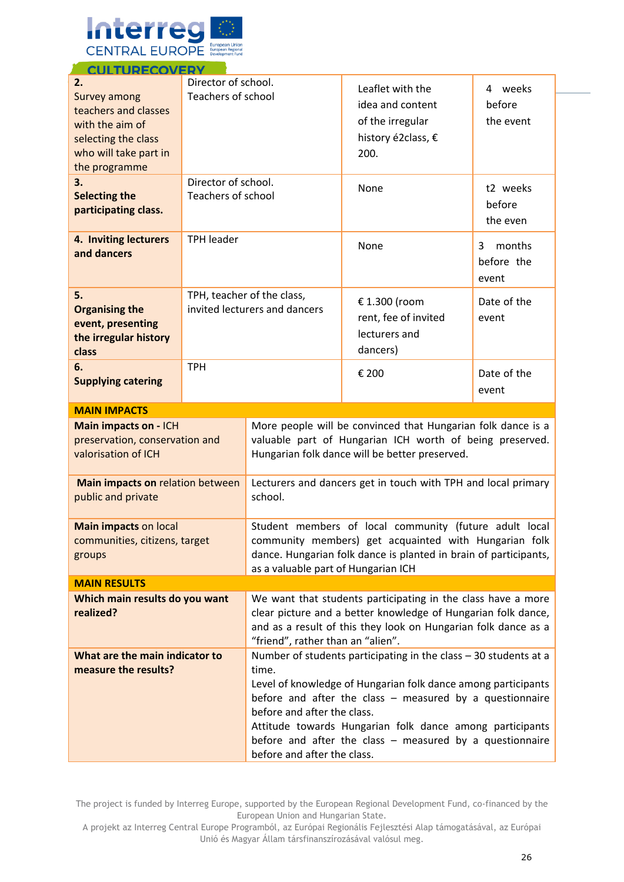| | | | |
|---|---|---|---|
| **2.** Survey among teachers and classes with the aim of selecting the class who will take part in the programme | Director of school. Teachers of school | Leaflet with the idea and content of the irregular history é2class, € 200. | 4 weeks before the event |
| **3. Selecting the participating class.** | Director of school. Teachers of school | None | t2 weeks before the even |
| **4. Inviting lecturers and dancers** | TPH leader | None | 3 months before the event |
| **5. Organising the event, presenting the irregular history class** | TPH, teacher of the class, invited lecturers and dancers | € 1.300 (room rent, fee of invited lecturers and dancers) | Date of the event |
| **6. Supplying catering** | TPH | € 200 | Date of the event |

| **MAIN IMPACTS** | |
|---|---|
| **Main impacts on -** ICH preservation, conservation and valorisation of ICH | More people will be convinced that Hungarian folk dance is a valuable part of Hungarian ICH worth of being preserved. Hungarian folk dance will be better preserved. |
| **Main impacts on** relation between public and private | Lecturers and dancers get in touch with TPH and local primary school. |
| **Main impacts** on local communities, citizens, target groups | Student members of local community (future adult local community members) get acquainted with Hungarian folk dance. Hungarian folk dance is planted in brain of participants, as a valuable part of Hungarian ICH |
| **MAIN RESULTS** | |
| **Which main results do you want realized?** | We want that students participating in the class have a more clear picture and a better knowledge of Hungarian folk dance, and as a result of this they look on Hungarian folk dance as a "friend", rather than an "alien". |
| **What are the main indicator to measure the results?** | Number of students participating in the class – 30 students at a time.<br>Level of knowledge of Hungarian folk dance among participants before and after the class – measured by a questionnaire before and after the class.<br>Attitude towards Hungarian folk dance among participants before and after the class – measured by a questionnaire before and after the class. |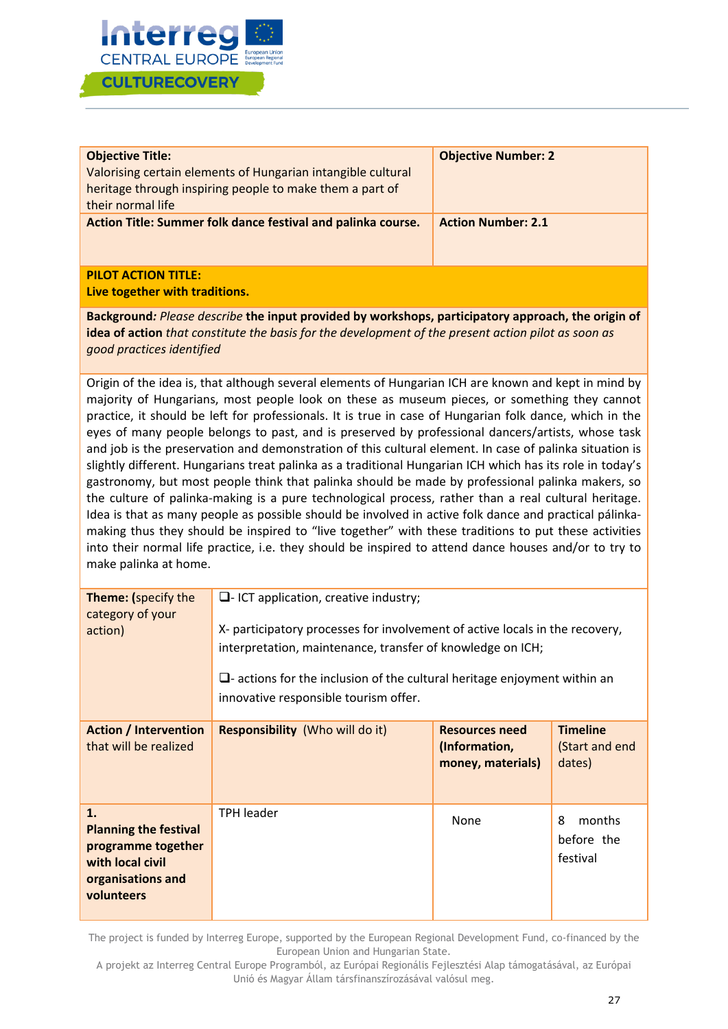| **Objective Title:** Valorising certain elements of Hungarian intangible cultural heritage through inspiring people to make them a part of their normal life | **Objective Number: 2** |
|---|---|
| **Action Title: Summer folk dance festival and palinka course.** | **Action Number: 2.1** |

**PILOT ACTION TITLE:**
**Live together with traditions.**

**Background***: Please describe* **the input provided by workshops, participatory approach, the origin of idea of action** *that constitute the basis for the development of the present action pilot as soon as good practices identified*

Origin of the idea is, that although several elements of Hungarian ICH are known and kept in mind by majority of Hungarians, most people look on these as museum pieces, or something they cannot practice, it should be left for professionals. It is true in case of Hungarian folk dance, which in the eyes of many people belongs to past, and is preserved by professional dancers/artists, whose task and job is the preservation and demonstration of this cultural element. In case of palinka situation is slightly different. Hungarians treat palinka as a traditional Hungarian ICH which has its role in today's gastronomy, but most people think that palinka should be made by professional palinka makers, so the culture of palinka-making is a pure technological process, rather than a real cultural heritage. Idea is that as many people as possible should be involved in active folk dance and practical pálinka-making thus they should be inspired to "live together" with these traditions to put these activities into their normal life practice, i.e. they should be inspired to attend dance houses and/or to try to make palinka at home.

| **Theme:** (specify the category of your action) | ❑- ICT application, creative industry;<br><br>X- participatory processes for involvement of active locals in the recovery, interpretation, maintenance, transfer of knowledge on ICH;<br><br>❑- actions for the inclusion of the cultural heritage enjoyment within an innovative responsible tourism offer. | | |
|---|---|---|---|
| **Action / Intervention** that will be realized | **Responsibility** (Who will do it) | **Resources need (Information, money, materials)** | **Timeline** (Start and end dates) |
| **1. Planning the festival programme together with local civil organisations and volunteers** | TPH leader | None | 8 months before the festival |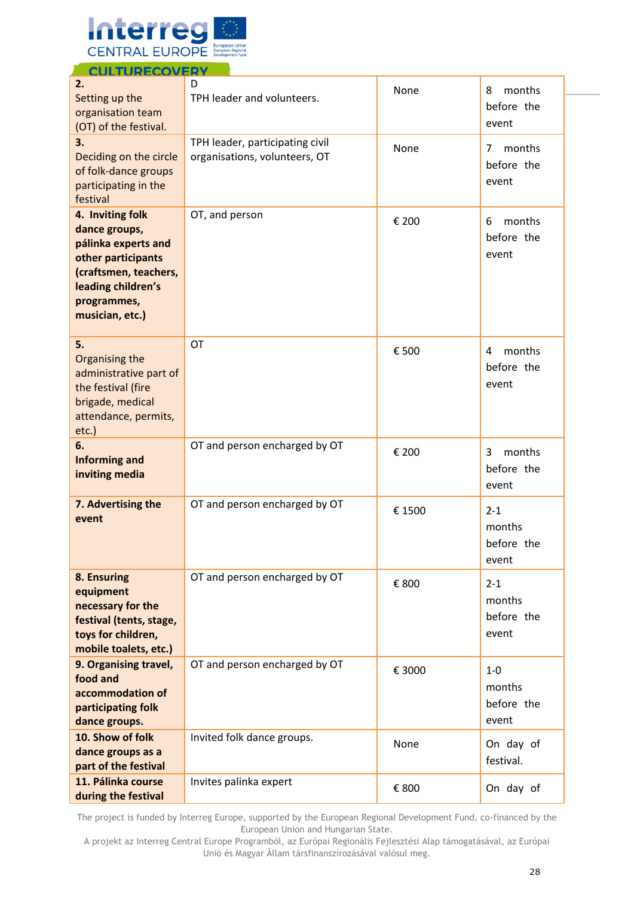| **2.** Setting up the organisation team (OT) of the festival. | D TPH leader and volunteers. | None | 8 months before the event |
|---|---|---|---|
| **3.** Deciding on the circle of folk-dance groups participating in the festival | TPH leader, participating civil organisations, volunteers, OT | None | 7 months before the event |
| **4. Inviting folk dance groups, pálinka experts and other participants (craftsmen, teachers, leading children's programmes, musician, etc.)** | OT, and person | € 200 | 6 months before the event |
| **5.** Organising the administrative part of the festival (fire brigade, medical attendance, permits, etc.) | OT | € 500 | 4 months before the event |
| **6. Informing and inviting media** | OT and person encharged by OT | € 200 | 3 months before the event |
| **7. Advertising the event** | OT and person encharged by OT | € 1500 | 2-1 months before the event |
| **8. Ensuring equipment necessary for the festival (tents, stage, toys for children, mobile toalets, etc.)** | OT and person encharged by OT | € 800 | 2-1 months before the event |
| **9. Organising travel, food and accommodation of participating folk dance groups.** | OT and person encharged by OT | € 3000 | 1-0 months before the event |
| **10. Show of folk dance groups as a part of the festival** | Invited folk dance groups. | None | On day of festival. |
| **11. Pálinka course during the festival** | Invites palinka expert | € 800 | On day of |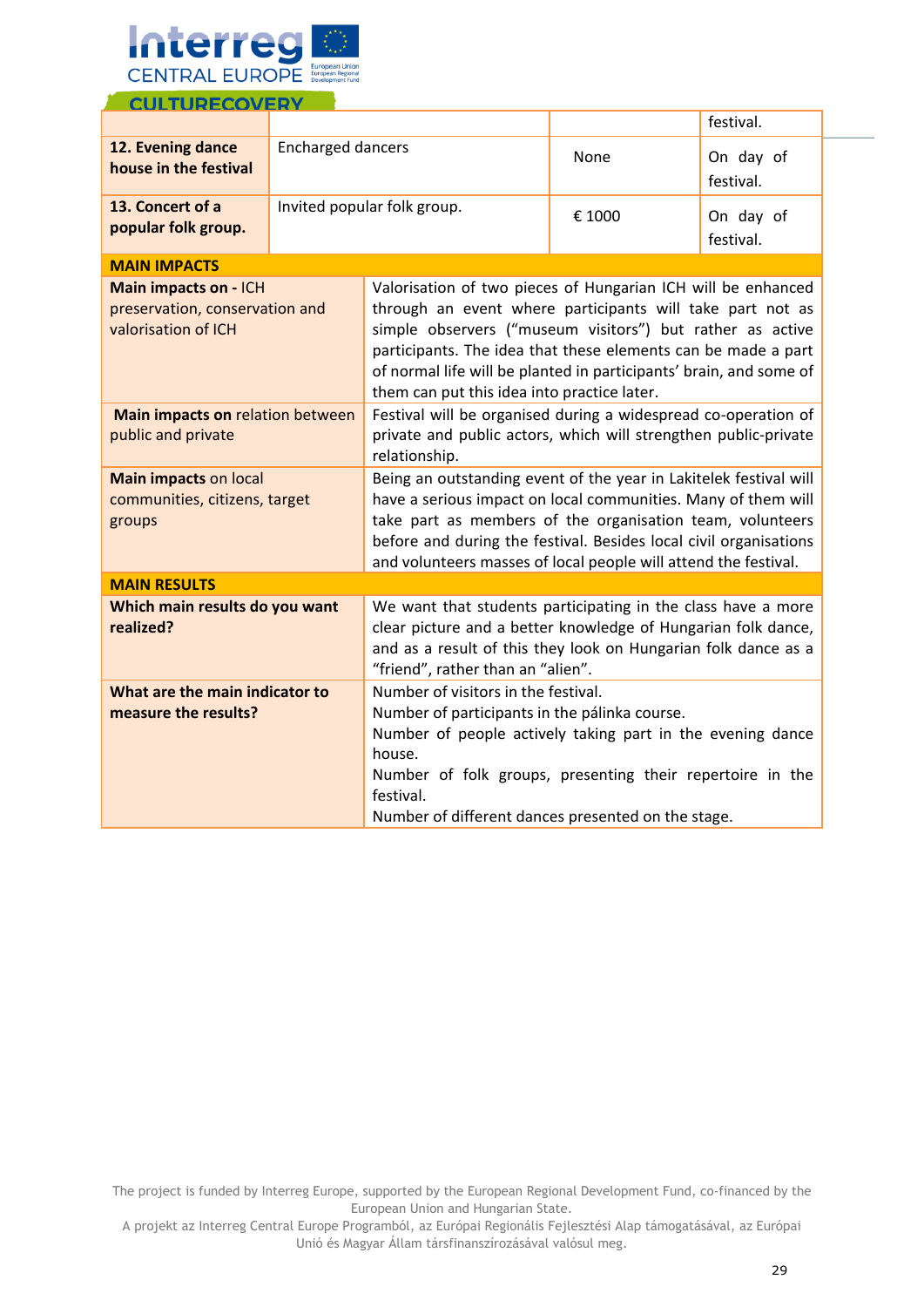| | | | |
|---|---|---|---|
| | | | festival. |
| **12. Evening dance house in the festival** | Encharged dancers | None | On day of festival. |
| **13. Concert of a popular folk group.** | Invited popular folk group. | € 1000 | On day of festival. |

| | |
|---|---|
| **MAIN IMPACTS** | |
| **Main impacts on -** ICH preservation, conservation and valorisation of ICH | Valorisation of two pieces of Hungarian ICH will be enhanced through an event where participants will take part not as simple observers ("museum visitors") but rather as active participants. The idea that these elements can be made a part of normal life will be planted in participants' brain, and some of them can put this idea into practice later. |
| **Main impacts on** relation between public and private | Festival will be organised during a widespread co-operation of private and public actors, which will strengthen public-private relationship. |
| **Main impacts** on local communities, citizens, target groups | Being an outstanding event of the year in Lakitelek festival will have a serious impact on local communities. Many of them will take part as members of the organisation team, volunteers before and during the festival. Besides local civil organisations and volunteers masses of local people will attend the festival. |
| **MAIN RESULTS** | |
| **Which main results do you want realized?** | We want that students participating in the class have a more clear picture and a better knowledge of Hungarian folk dance, and as a result of this they look on Hungarian folk dance as a "friend", rather than an "alien". |
| **What are the main indicator to measure the results?** | Number of visitors in the festival.<br>Number of participants in the pálinka course.<br>Number of people actively taking part in the evening dance house.<br>Number of folk groups, presenting their repertoire in the festival.<br>Number of different dances presented on the stage. |

The project is funded by Interreg Europe, supported by the European Regional Development Fund, co-financed by the European Union and Hungarian State.
A projekt az Interreg Central Europe Programból, az Európai Regionális Fejlesztési Alap támogatásával, az Európai Unió és Magyar Állam társfinanszírozásával valósul meg.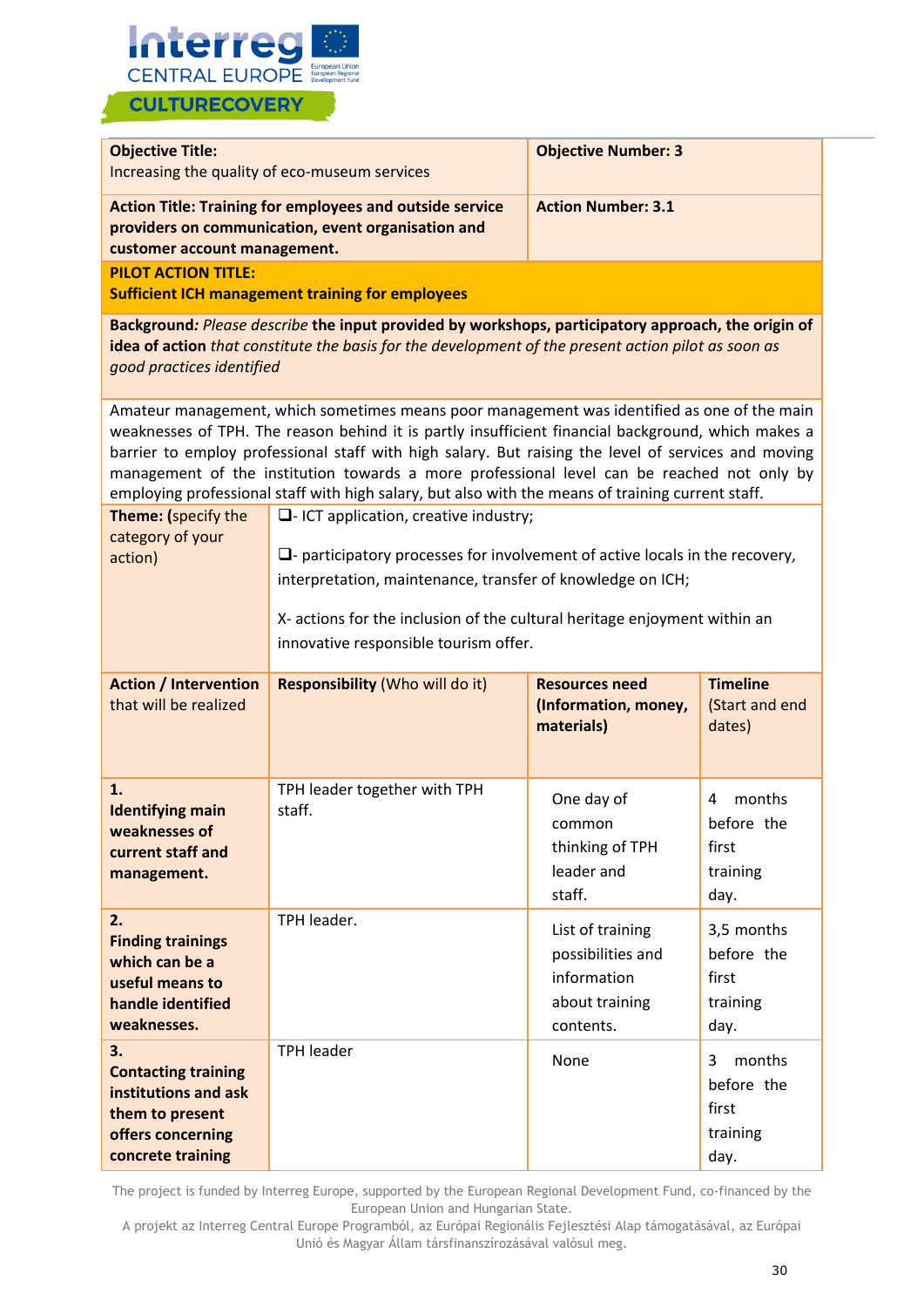| **Objective Title:** Increasing the quality of eco-museum services | | **Objective Number: 3** | |
|---|---|---|---|
| **Action Title: Training for employees and outside service providers on communication, event organisation and customer account management.** | | **Action Number: 3.1** | |
| **PILOT ACTION TITLE: Sufficient ICH management training for employees** | | | |
| **Background:** *Please describe* **the input provided by workshops, participatory approach, the origin of idea of action** *that constitute the basis for the development of the present action pilot as soon as good practices identified* | | | |
| Amateur management, which sometimes means poor management was identified as one of the main weaknesses of TPH. The reason behind it is partly insufficient financial background, which makes a barrier to employ professional staff with high salary. But raising the level of services and moving management of the institution towards a more professional level can be reached not only by employing professional staff with high salary, but also with the means of training current staff. | | | |
| **Theme:** (specify the category of your action) | ❑- ICT application, creative industry;<br><br>❑- participatory processes for involvement of active locals in the recovery, interpretation, maintenance, transfer of knowledge on ICH;<br><br>X- actions for the inclusion of the cultural heritage enjoyment within an innovative responsible tourism offer. | | |
| **Action / Intervention** that will be realized | **Responsibility** (Who will do it) | **Resources need (Information, money, materials)** | **Timeline** (Start and end dates) |
| **1. Identifying main weaknesses of current staff and management.** | TPH leader together with TPH staff. | One day of common thinking of TPH leader and staff. | 4 months before the first training day. |
| **2. Finding trainings which can be a useful means to handle identified weaknesses.** | TPH leader. | List of training possibilities and information about training contents. | 3,5 months before the first training day. |
| **3. Contacting training institutions and ask them to present offers concerning concrete training** | TPH leader | None | 3 months before the first training day. |

The project is funded by Interreg Europe, supported by the European Regional Development Fund, co-financed by the European Union and Hungarian State.

A projekt az Interreg Central Europe Programból, az Európai Regionális Fejlesztési Alap támogatásával, az Európai Unió és Magyar Állam társfinanszírozásával valósul meg.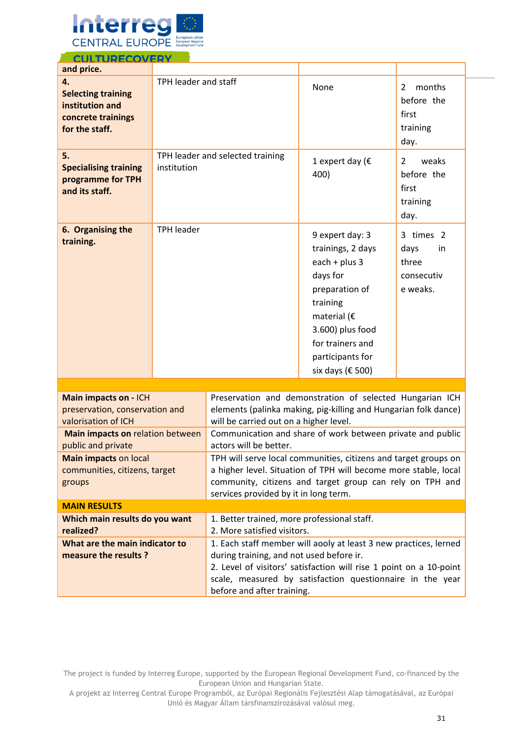| | | | |
|---|---|---|---|
| **and price.** | | | |
| **4. Selecting training institution and concrete trainings for the staff.** | TPH leader and staff | None | 2 months before the first training day. |
| **5. Specialising training programme for TPH and its staff.** | TPH leader and selected training institution | 1 expert day (€ 400) | 2 weaks before the first training day. |
| **6. Organising the training.** | TPH leader | 9 expert day: 3 trainings, 2 days each + plus 3 days for preparation of training material (€ 3.600) plus food for trainers and participants for six days (€ 500) | 3 times 2 days in three consecutive weaks. |

| | |
|---|---|
| **Main impacts on -** ICH preservation, conservation and valorisation of ICH | Preservation and demonstration of selected Hungarian ICH elements (palinka making, pig-killing and Hungarian folk dance) will be carried out on a higher level. |
| **Main impacts on** relation between public and private | Communication and share of work between private and public actors will be better. |
| **Main impacts** on local communities, citizens, target groups | TPH will serve local communities, citizens and target groups on a higher level. Situation of TPH will become more stable, local community, citizens and target group can rely on TPH and services provided by it in long term. |
| **MAIN RESULTS** | |
| **Which main results do you want realized?** | 1. Better trained, more professional staff.<br>2. More satisfied visitors. |
| **What are the main indicator to measure the results ?** | 1. Each staff member will aooly at least 3 new practices, lerned during training, and not used before ir.<br>2. Level of visitors' satisfaction will rise 1 point on a 10-point scale, measured by satisfaction questionnaire in the year before and after training. |